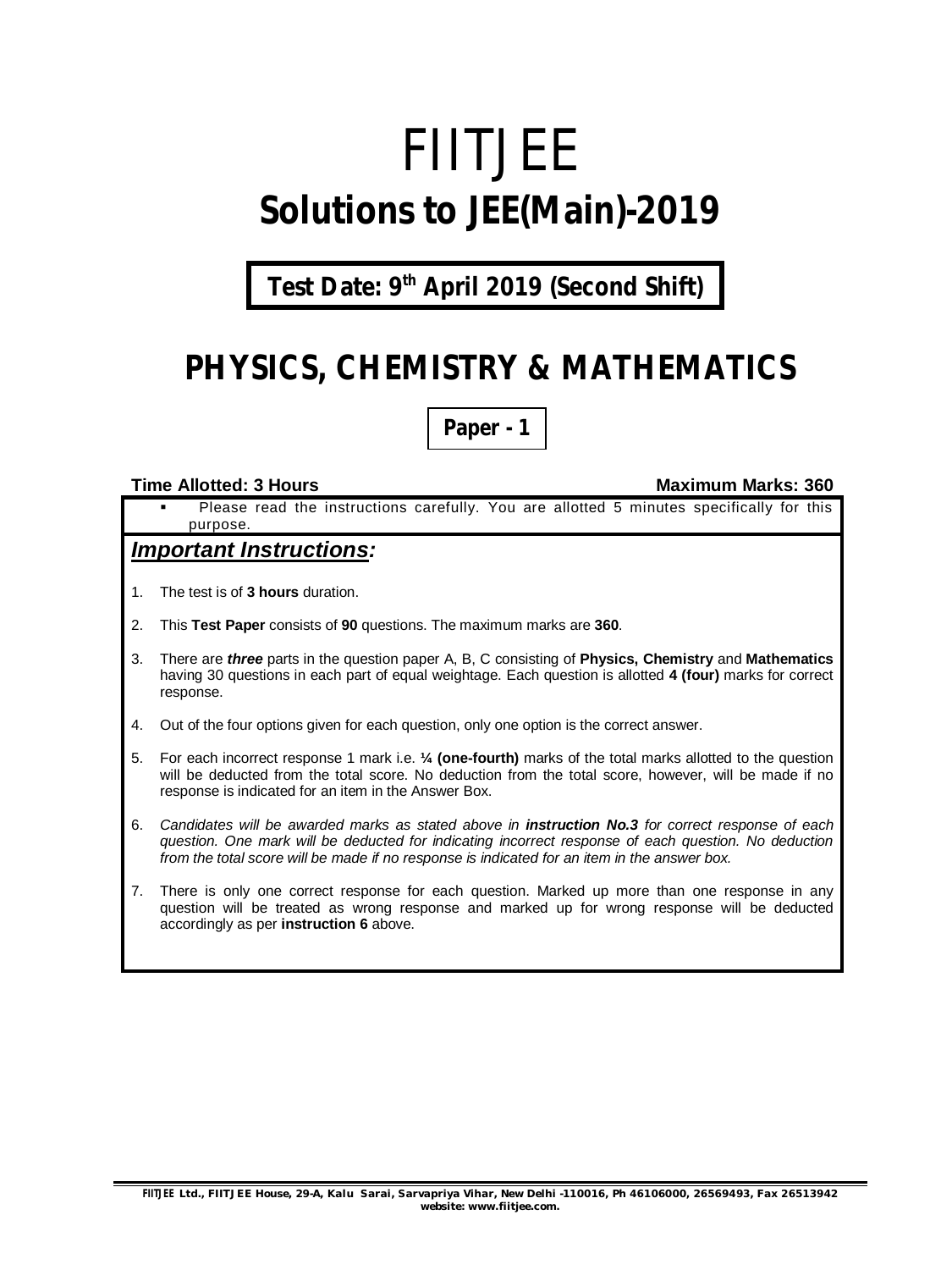# FIITJEE

# Solutions to JEE(Main)-2019

**Test Date: 9th April 2019 (Second Shift)**

## PHYSICS, CHEMISTRY & MATHEMATICS

**Paper - 1**

**Time Allotted: 3 Hours** **Maximum Marks: 360**

- Please read the instructions carefully. You are allotted 5 minutes specifically for this purpose.

### ***Important Instructions:***

1. The test is of **3 hours** duration.
2. This **Test Paper** consists of **90** questions. The maximum marks are **360**.
3. There are ***three*** parts in the question paper A, B, C consisting of **Physics, Chemistry** and **Mathematics** having 30 questions in each part of equal weightage. Each question is allotted **4 (four)** marks for correct response.
4. Out of the four options given for each question, only one option is the correct answer.
5. For each incorrect response 1 mark i.e. **¼ (one-fourth)** marks of the total marks allotted to the question will be deducted from the total score. No deduction from the total score, however, will be made if no response is indicated for an item in the Answer Box.
6. *Candidates will be awarded marks as stated above in **instruction No.3** for correct response of each question. One mark will be deducted for indicating incorrect response of each question. No deduction from the total score will be made if no response is indicated for an item in the answer box.*
7. There is only one correct response for each question. Marked up more than one response in any question will be treated as wrong response and marked up for wrong response will be deducted accordingly as per **instruction 6** above.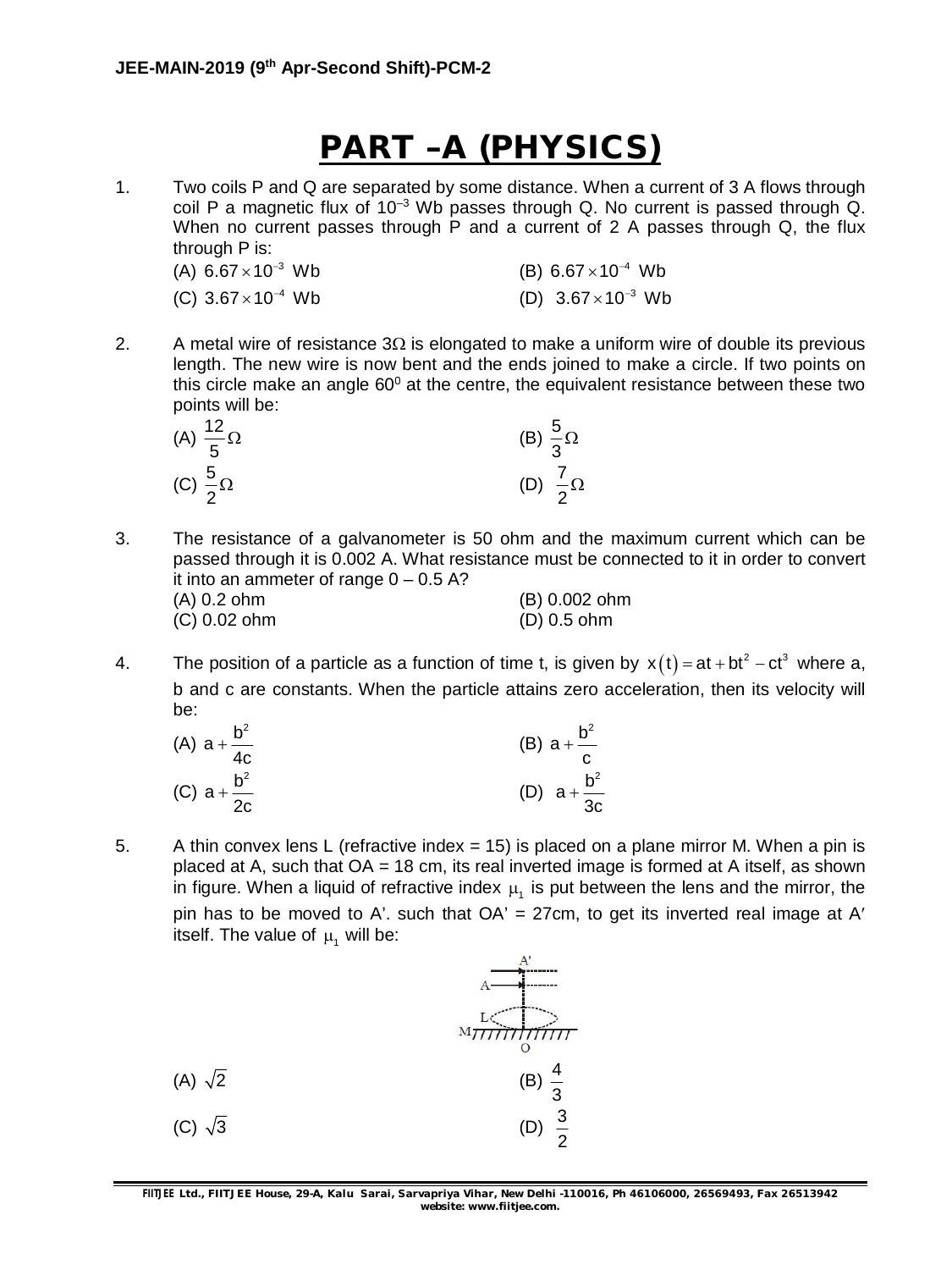# PART –A (PHYSICS)

1. Two coils P and Q are separated by some distance. When a current of 3 A flows through coil P a magnetic flux of $10^{-3}$ Wb passes through Q. No current is passed through Q. When no current passes through P and a current of 2 A passes through Q, the flux through P is:

   (A) $6.67 \times 10^{-3}$ Wb
   (B) $6.67 \times 10^{-4}$ Wb
   (C) $3.67 \times 10^{-4}$ Wb
   (D) $3.67 \times 10^{-3}$ Wb

2. A metal wire of resistance $3\Omega$ is elongated to make a uniform wire of double its previous length. The new wire is now bent and the ends joined to make a circle. If two points on this circle make an angle $60^0$ at the centre, the equivalent resistance between these two points will be:

   (A) $\frac{12}{5}\Omega$
   (B) $\frac{5}{3}\Omega$
   (C) $\frac{5}{2}\Omega$
   (D) $\frac{7}{2}\Omega$

3. The resistance of a galvanometer is 50 ohm and the maximum current which can be passed through it is 0.002 A. What resistance must be connected to it in order to convert it into an ammeter of range 0 – 0.5 A?

   (A) 0.2 ohm
   (B) 0.002 ohm
   (C) 0.02 ohm
   (D) 0.5 ohm

4. The position of a particle as a function of time t, is given by $x(t) = at + bt^2 - ct^3$ where a, b and c are constants. When the particle attains zero acceleration, then its velocity will be:

   (A) $a + \frac{b^2}{4c}$
   (B) $a + \frac{b^2}{c}$
   (C) $a + \frac{b^2}{2c}$
   (D) $a + \frac{b^2}{3c}$

5. A thin convex lens L (refractive index = 15) is placed on a plane mirror M. When a pin is placed at A, such that OA = 18 cm, its real inverted image is formed at A itself, as shown in figure. When a liquid of refractive index $\mu_1$ is put between the lens and the mirror, the pin has to be moved to A'. such that OA' = 27cm, to get its inverted real image at A′ itself. The value of $\mu_1$ will be:

   (A) $\sqrt{2}$
   (B) $\frac{4}{3}$
   (C) $\sqrt{3}$
   (D) $\frac{3}{2}$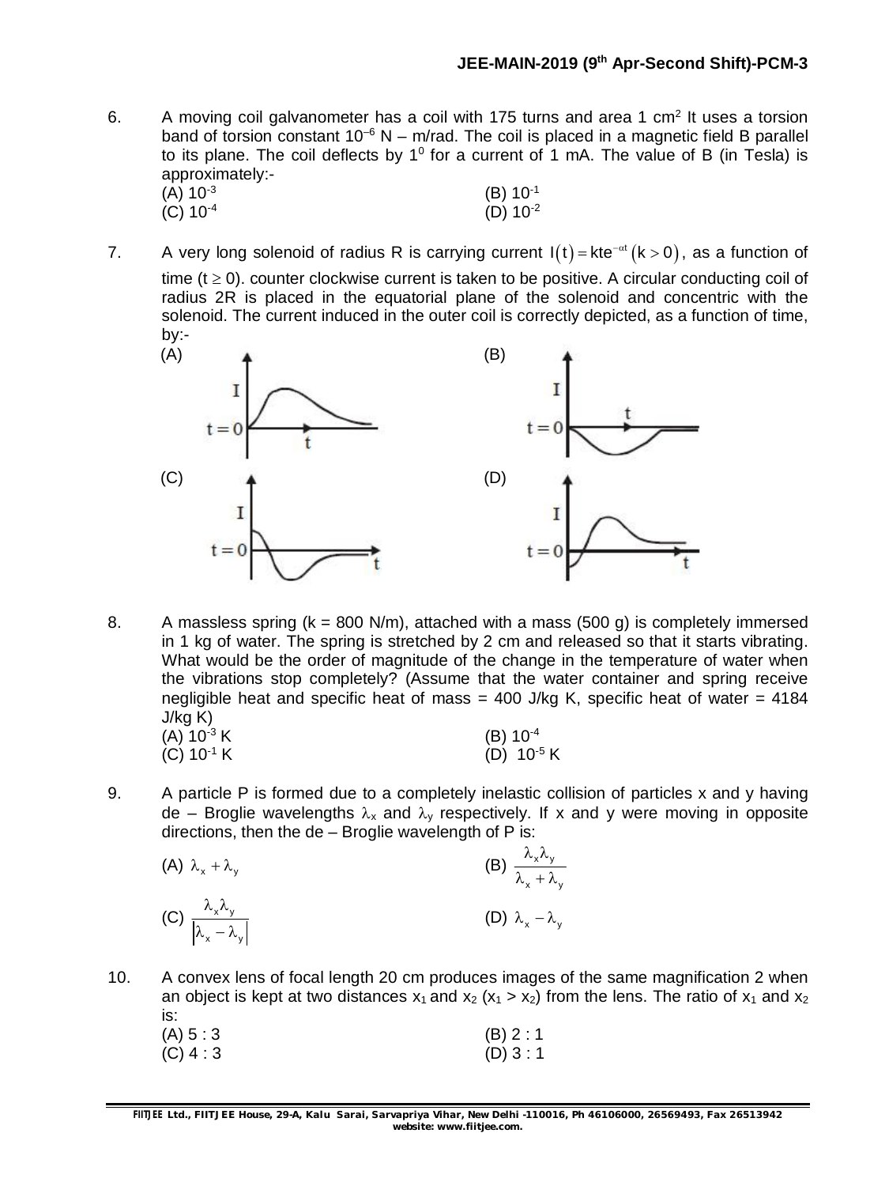6. A moving coil galvanometer has a coil with 175 turns and area 1 $cm^2$ It uses a torsion band of torsion constant $10^{-6}$ N – m/rad. The coil is placed in a magnetic field B parallel to its plane. The coil deflects by $1^0$ for a current of 1 mA. The value of B (in Tesla) is approximately:-

(A) $10^{-3}$ (B) $10^{-1}$
(C) $10^{-4}$ (D) $10^{-2}$

7. A very long solenoid of radius R is carrying current $I(t) = kte^{-\alpha t}\ (k > 0)$, as a function of time ($t \geq 0$). counter clockwise current is taken to be positive. A circular conducting coil of radius 2R is placed in the equatorial plane of the solenoid and concentric with the solenoid. The current induced in the outer coil is correctly depicted, as a function of time, by:-

(A) (B)

(C) (D)

8. A massless spring (k = 800 N/m), attached with a mass (500 g) is completely immersed in 1 kg of water. The spring is stretched by 2 cm and released so that it starts vibrating. What would be the order of magnitude of the change in the temperature of water when the vibrations stop completely? (Assume that the water container and spring receive negligible heat and specific heat of mass = 400 J/kg K, specific heat of water = 4184 J/kg K)

(A) $10^{-3}$ K (B) $10^{-4}$
(C) $10^{-1}$ K (D) $10^{-5}$ K

9. A particle P is formed due to a completely inelastic collision of particles x and y having de – Broglie wavelengths $\lambda_x$ and $\lambda_y$ respectively. If x and y were moving in opposite directions, then the de – Broglie wavelength of P is:

(A) $\lambda_x + \lambda_y$ (B) $\dfrac{\lambda_x \lambda_y}{\lambda_x + \lambda_y}$

(C) $\dfrac{\lambda_x \lambda_y}{|\lambda_x - \lambda_y|}$ (D) $\lambda_x - \lambda_y$

10. A convex lens of focal length 20 cm produces images of the same magnification 2 when an object is kept at two distances $x_1$ and $x_2$ ($x_1 > x_2$) from the lens. The ratio of $x_1$ and $x_2$ is:

(A) 5 : 3 (B) 2 : 1
(C) 4 : 3 (D) 3 : 1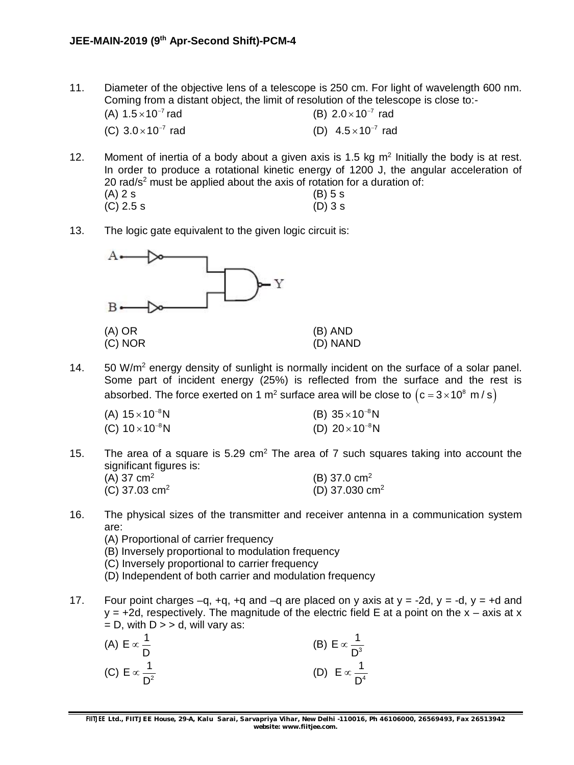11. Diameter of the objective lens of a telescope is 250 cm. For light of wavelength 600 nm. Coming from a distant object, the limit of resolution of the telescope is close to:-

(A) $1.5\times10^{-7}$ rad  
(B) $2.0\times10^{-7}$ rad  
(C) $3.0\times10^{-7}$ rad  
(D) $4.5\times10^{-7}$ rad

12. Moment of inertia of a body about a given axis is 1.5 kg $m^2$ Initially the body is at rest. In order to produce a rotational kinetic energy of 1200 J, the angular acceleration of 20 rad/$s^2$ must be applied about the axis of rotation for a duration of:

(A) 2 s  
(B) 5 s  
(C) 2.5 s  
(D) 3 s

13. The logic gate equivalent to the given logic circuit is:

(A) OR  
(B) AND  
(C) NOR  
(D) NAND

14. 50 W/$m^2$ energy density of sunlight is normally incident on the surface of a solar panel. Some part of incident energy (25%) is reflected from the surface and the rest is absorbed. The force exerted on 1 $m^2$ surface area will be close to $\left(c = 3\times10^8 \text{ m/s}\right)$

(A) $15\times10^{-8}$N  
(B) $35\times10^{-8}$N  
(C) $10\times10^{-8}$N  
(D) $20\times10^{-8}$N

15. The area of a square is 5.29 $cm^2$ The area of 7 such squares taking into account the significant figures is:

(A) 37 $cm^2$  
(B) 37.0 $cm^2$  
(C) 37.03 $cm^2$  
(D) 37.030 $cm^2$

16. The physical sizes of the transmitter and receiver antenna in a communication system are:

(A) Proportional of carrier frequency  
(B) Inversely proportional to modulation frequency  
(C) Inversely proportional to carrier frequency  
(D) Independent of both carrier and modulation frequency

17. Four point charges –q, +q, +q and –q are placed on y axis at y = -2d, y = -d, y = +d and y = +2d, respectively. The magnitude of the electric field E at a point on the x – axis at x = D, with D > > d, will vary as:

(A) $E \propto \frac{1}{D}$  
(B) $E \propto \frac{1}{D^3}$  
(C) $E \propto \frac{1}{D^2}$  
(D) $E \propto \frac{1}{D^4}$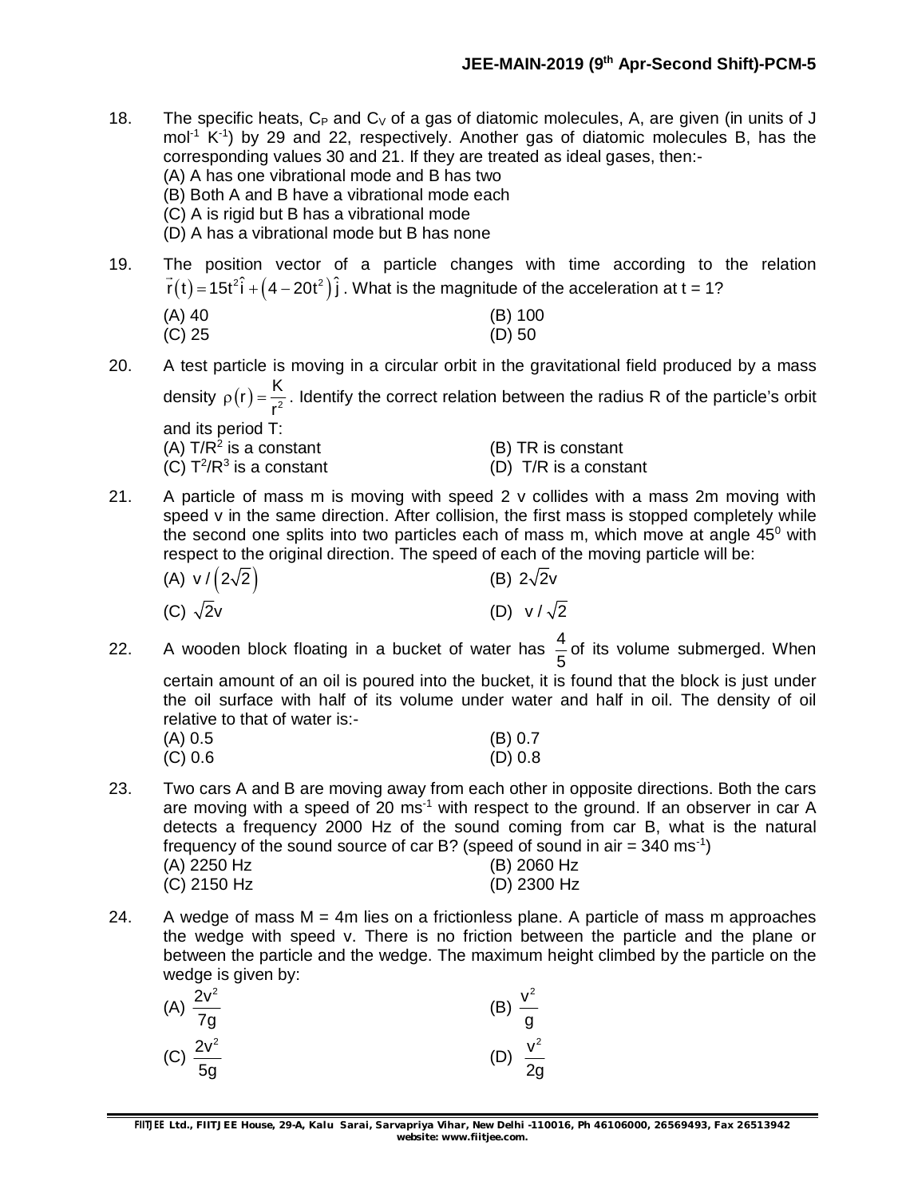18. The specific heats, $C_P$ and $C_V$ of a gas of diatomic molecules, A, are given (in units of J $mol^{-1}$ $K^{-1}$) by 29 and 22, respectively. Another gas of diatomic molecules B, has the corresponding values 30 and 21. If they are treated as ideal gases, then:-

(A) A has one vibrational mode and B has two
(B) Both A and B have a vibrational mode each
(C) A is rigid but B has a vibrational mode
(D) A has a vibrational mode but B has none

19. The position vector of a particle changes with time according to the relation $\vec{r}(t) = 15t^2\hat{i} + (4 - 20t^2)\hat{j}$. What is the magnitude of the acceleration at t = 1?

(A) 40 (B) 100
(C) 25 (D) 50

20. A test particle is moving in a circular orbit in the gravitational field produced by a mass density $\rho(r) = \frac{K}{r^2}$. Identify the correct relation between the radius R of the particle's orbit and its period T:

(A) $T/R^2$ is a constant (B) TR is constant
(C) $T^2/R^3$ is a constant (D) T/R is a constant

21. A particle of mass m is moving with speed 2 v collides with a mass 2m moving with speed v in the same direction. After collision, the first mass is stopped completely while the second one splits into two particles each of mass m, which move at angle $45^0$ with respect to the original direction. The speed of each of the moving particle will be:

(A) $v/(2\sqrt{2})$ (B) $2\sqrt{2}v$
(C) $\sqrt{2}v$ (D) $v/\sqrt{2}$

22. A wooden block floating in a bucket of water has $\frac{4}{5}$ of its volume submerged. When certain amount of an oil is poured into the bucket, it is found that the block is just under the oil surface with half of its volume under water and half in oil. The density of oil relative to that of water is:-

(A) 0.5 (B) 0.7
(C) 0.6 (D) 0.8

23. Two cars A and B are moving away from each other in opposite directions. Both the cars are moving with a speed of 20 $ms^{-1}$ with respect to the ground. If an observer in car A detects a frequency 2000 Hz of the sound coming from car B, what is the natural frequency of the sound source of car B? (speed of sound in air = 340 $ms^{-1}$)

(A) 2250 Hz (B) 2060 Hz
(C) 2150 Hz (D) 2300 Hz

24. A wedge of mass M = 4m lies on a frictionless plane. A particle of mass m approaches the wedge with speed v. There is no friction between the particle and the plane or between the particle and the wedge. The maximum height climbed by the particle on the wedge is given by:

(A) $\frac{2v^2}{7g}$ (B) $\frac{v^2}{g}$
(C) $\frac{2v^2}{5g}$ (D) $\frac{v^2}{2g}$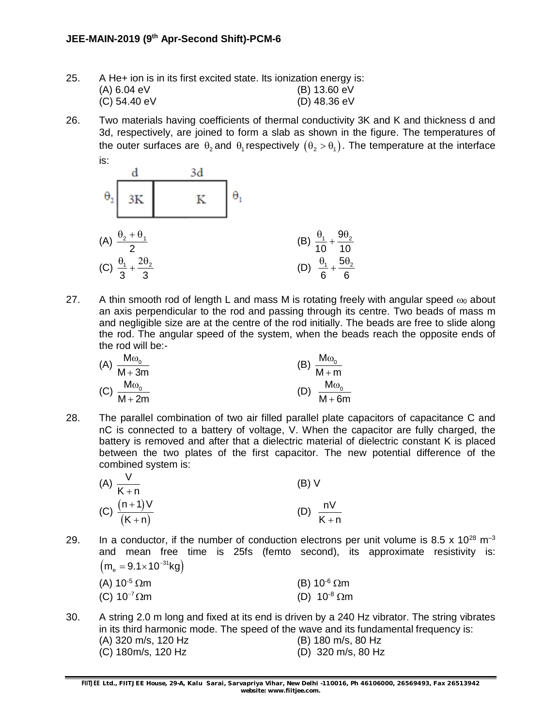25. A He+ ion is in its first excited state. Its ionization energy is:

(A) 6.04 eV
(B) 13.60 eV
(C) 54.40 eV
(D) 48.36 eV

26. Two materials having coefficients of thermal conductivity 3K and K and thickness d and 3d, respectively, are joined to form a slab as shown in the figure. The temperatures of the outer surfaces are $\theta_2$ and $\theta_1$ respectively $(\theta_2 > \theta_1)$. The temperature at the interface is:

| | d | 3d | |
|---|---|---|---|
| $\theta_2$ | 3K | K | $\theta_1$ |

(A) $\frac{\theta_2 + \theta_1}{2}$
(B) $\frac{\theta_1}{10} + \frac{9\theta_2}{10}$
(C) $\frac{\theta_1}{3} + \frac{2\theta_2}{3}$
(D) $\frac{\theta_1}{6} + \frac{5\theta_2}{6}$

27. A thin smooth rod of length L and mass M is rotating freely with angular speed $\omega_0$ about an axis perpendicular to the rod and passing through its centre. Two beads of mass m and negligible size are at the centre of the rod initially. The beads are free to slide along the rod. The angular speed of the system, when the beads reach the opposite ends of the rod will be:-

(A) $\frac{M\omega_0}{M+3m}$
(B) $\frac{M\omega_0}{M+m}$
(C) $\frac{M\omega_0}{M+2m}$
(D) $\frac{M\omega_0}{M+6m}$

28. The parallel combination of two air filled parallel plate capacitors of capacitance C and nC is connected to a battery of voltage, V. When the capacitor are fully charged, the battery is removed and after that a dielectric material of dielectric constant K is placed between the two plates of the first capacitor. The new potential difference of the combined system is:

(A) $\frac{V}{K+n}$
(B) V
(C) $\frac{(n+1)V}{(K+n)}$
(D) $\frac{nV}{K+n}$

29. In a conductor, if the number of conduction electrons per unit volume is $8.5 \times 10^{28}$ $m^{-3}$ and mean free time is 25fs (femto second), its approximate resistivity is: $\left(m_e = 9.1 \times 10^{-31} kg\right)$

(A) $10^{-5}$ $\Omega$m
(B) $10^{-6}$ $\Omega$m
(C) $10^{-7}$ $\Omega$m
(D) $10^{-8}$ $\Omega$m

30. A string 2.0 m long and fixed at its end is driven by a 240 Hz vibrator. The string vibrates in its third harmonic mode. The speed of the wave and its fundamental frequency is:

(A) 320 m/s, 120 Hz
(B) 180 m/s, 80 Hz
(C) 180m/s, 120 Hz
(D) 320 m/s, 80 Hz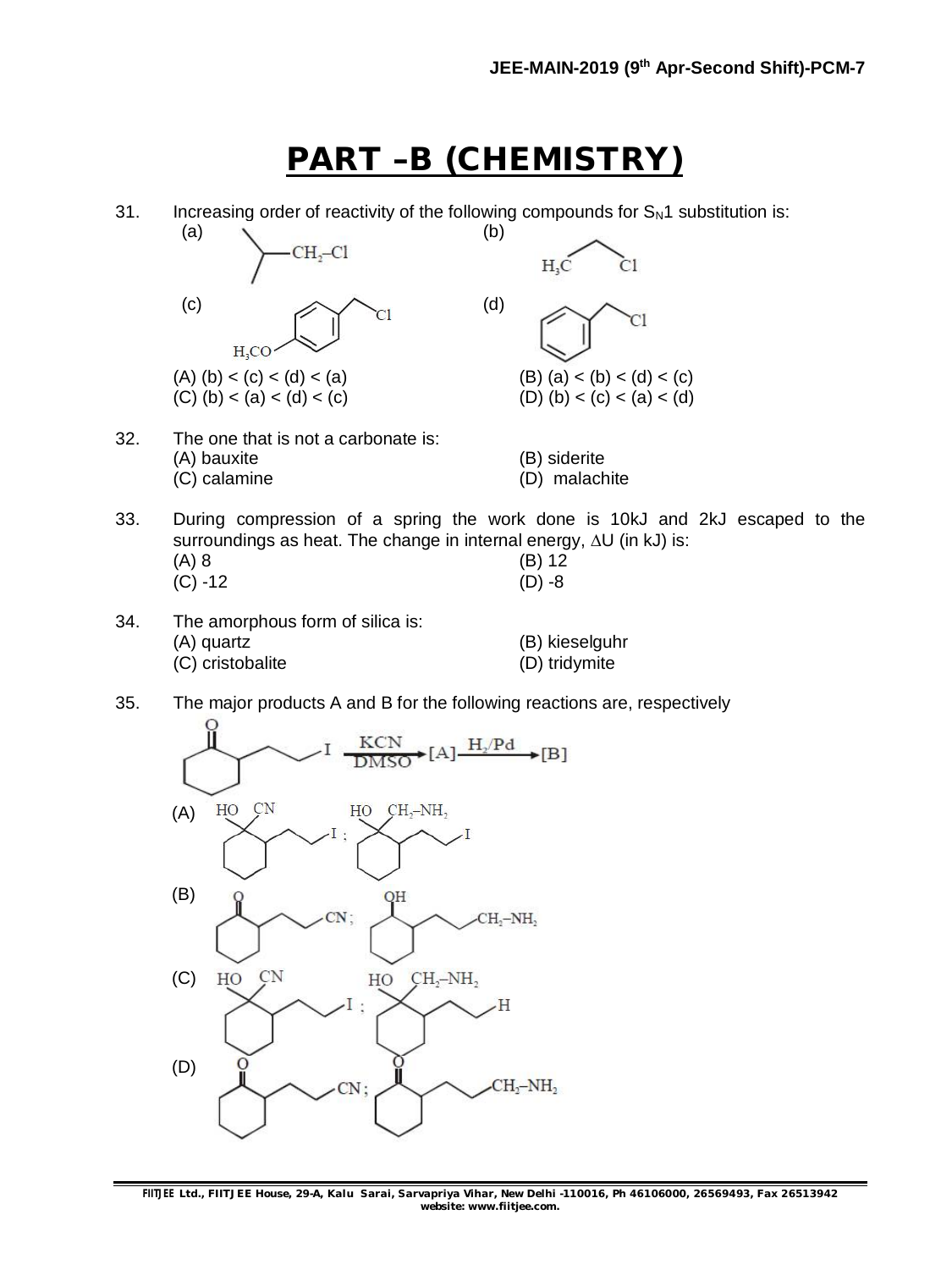# PART –B (CHEMISTRY)

31. Increasing order of reactivity of the following compounds for $S_N1$ substitution is:

(a) $(CH_3)_2CH-CH_2-Cl$ (b) $H_3C-CH_2-Cl$

(c) $H_3CO-C_6H_4-CH_2-Cl$ (para) (d) $C_6H_5-CH_2-Cl$

(A) (b) < (c) < (d) < (a)
(B) (a) < (b) < (d) < (c)
(C) (b) < (a) < (d) < (c)
(D) (b) < (c) < (a) < (d)

32. The one that is not a carbonate is:

(A) bauxite
(B) siderite
(C) calamine
(D) malachite

33. During compression of a spring the work done is 10kJ and 2kJ escaped to the surroundings as heat. The change in internal energy, $\Delta U$ (in kJ) is:

(A) 8
(B) 12
(C) -12
(D) -8

34. The amorphous form of silica is:

(A) quartz
(B) kieselguhr
(C) cristobalite
(D) tridymite

35. The major products A and B for the following reactions are, respectively

2-(2-iodoethyl)cyclohexanone $\xrightarrow[DMSO]{KCN}$ [A] $\xrightarrow{H_2/Pd}$ [B]

(A) 1-hydroxy-1-cyano-2-(2-iodoethyl)cyclohexane ; 1-hydroxy-1-($CH_2-NH_2$)-2-(2-iodoethyl)cyclohexane

(B) 2-(2-cyanoethyl)cyclohexanone ; 2-(3-($CH_2-NH_2$)propyl)cyclohexanol

(C) 1-hydroxy-1-cyano-2-(2-iodoethyl)cyclohexane ; 1-hydroxy-1-($CH_2-NH_2$)-2-ethylcyclohexane

(D) 2-(2-cyanoethyl)cyclohexanone ; 2-(2-($CH_2-NH_2$)ethyl)cyclohexanone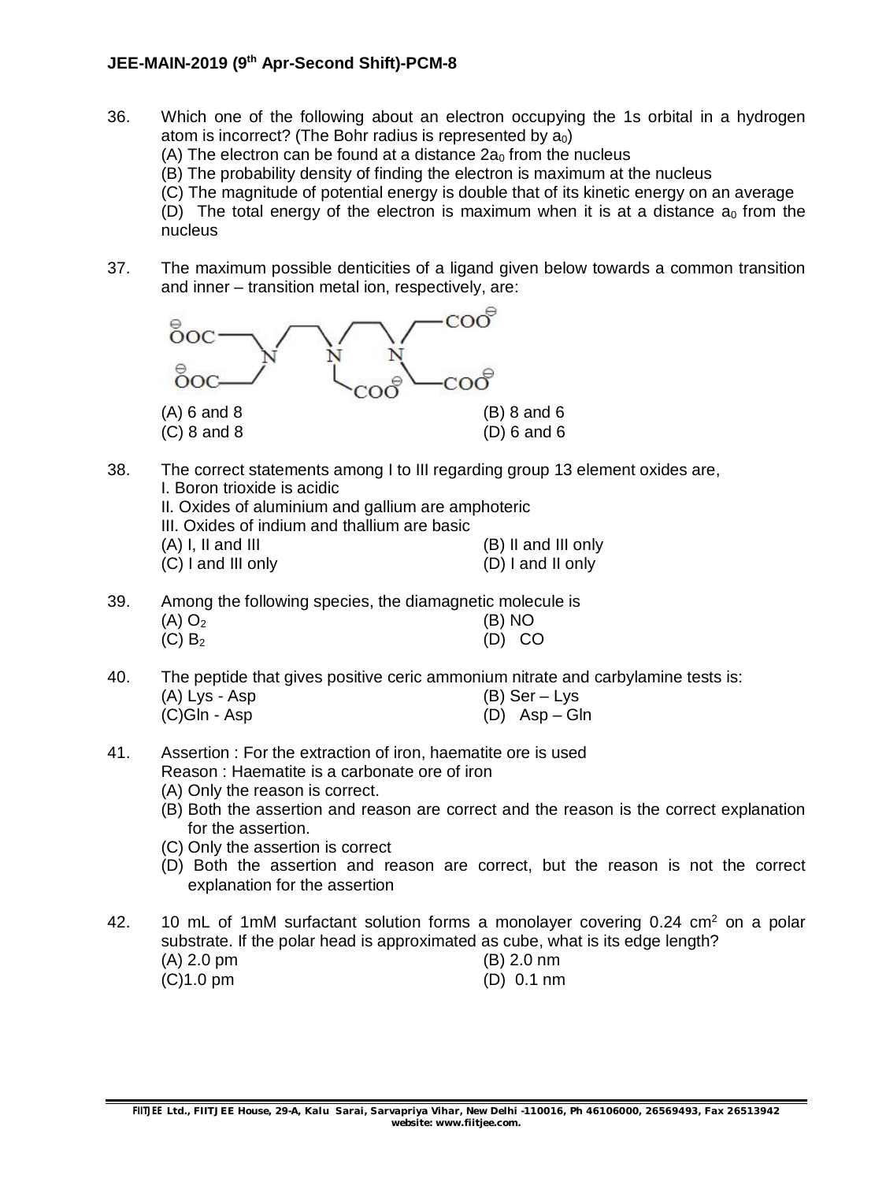36. Which one of the following about an electron occupying the 1s orbital in a hydrogen atom is incorrect? (The Bohr radius is represented by $a_0$)
 (A) The electron can be found at a distance $2a_0$ from the nucleus
 (B) The probability density of finding the electron is maximum at the nucleus
 (C) The magnitude of potential energy is double that of its kinetic energy on an average
 (D) The total energy of the electron is maximum when it is at a distance $a_0$ from the nucleus

37. The maximum possible denticities of a ligand given below towards a common transition and inner – transition metal ion, respectively, are:

$$\ce{^{\ominus}OOC-CH2-N(CH2COO^{\ominus})-CH2CH2-N(CH2COO^{\ominus})-CH2CH2-N(CH2COO^{\ominus})-CH2COO^{\ominus}}$$

 (A) 6 and 8  (B) 8 and 6
 (C) 8 and 8  (D) 6 and 6

38. The correct statements among I to III regarding group 13 element oxides are,
 I. Boron trioxide is acidic
 II. Oxides of aluminium and gallium are amphoteric
 III. Oxides of indium and thallium are basic
 (A) I, II and III  (B) II and III only
 (C) I and III only  (D) I and II only

39. Among the following species, the diamagnetic molecule is
 (A) $O_2$  (B) NO
 (C) $B_2$  (D) CO

40. The peptide that gives positive ceric ammonium nitrate and carbylamine tests is:
 (A) Lys - Asp  (B) Ser – Lys
 (C) Gln - Asp  (D) Asp – Gln

41. Assertion : For the extraction of iron, haematite ore is used
 Reason : Haematite is a carbonate ore of iron
 (A) Only the reason is correct.
 (B) Both the assertion and reason are correct and the reason is the correct explanation for the assertion.
 (C) Only the assertion is correct
 (D) Both the assertion and reason are correct, but the reason is not the correct explanation for the assertion

42. 10 mL of 1mM surfactant solution forms a monolayer covering 0.24 $cm^2$ on a polar substrate. If the polar head is approximated as cube, what is its edge length?
 (A) 2.0 pm  (B) 2.0 nm
 (C) 1.0 pm  (D) 0.1 nm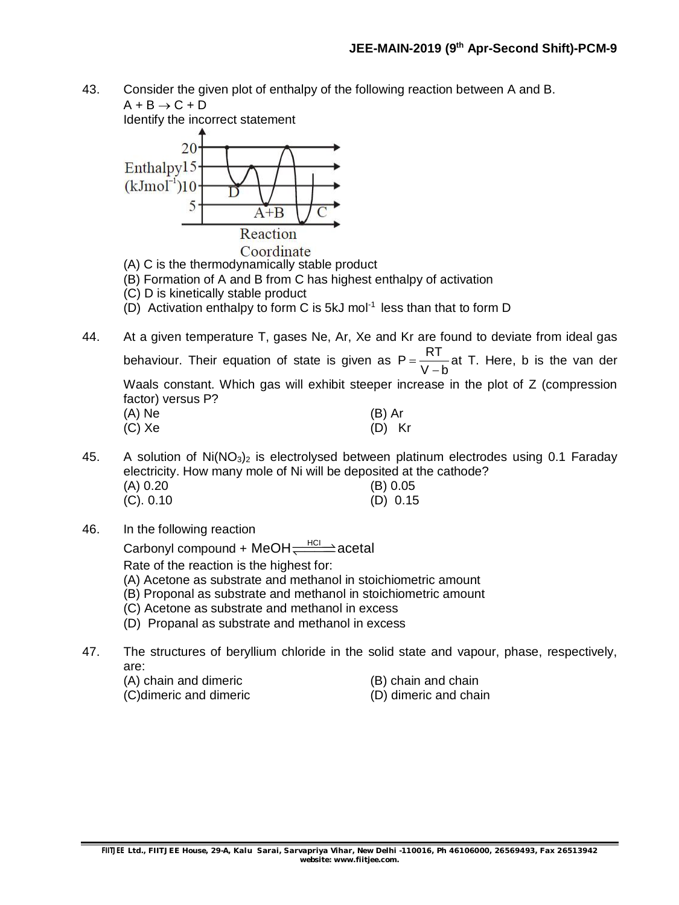43. Consider the given plot of enthalpy of the following reaction between A and B.

$A + B \rightarrow C + D$

Identify the incorrect statement

(A) C is the thermodynamically stable product
(B) Formation of A and B from C has highest enthalpy of activation
(C) D is kinetically stable product
(D) Activation enthalpy to form C is 5kJ $mol^{-1}$ less than that to form D

44. At a given temperature T, gases Ne, Ar, Xe and Kr are found to deviate from ideal gas behaviour. Their equation of state is given as $P = \frac{RT}{V-b}$ at T. Here, b is the van der Waals constant. Which gas will exhibit steeper increase in the plot of Z (compression factor) versus P?

(A) Ne
(B) Ar
(C) Xe
(D) Kr

45. A solution of $Ni(NO_3)_2$ is electrolysed between platinum electrodes using 0.1 Faraday electricity. How many mole of Ni will be deposited at the cathode?

(A) 0.20
(B) 0.05
(C). 0.10
(D) 0.15

46. In the following reaction

Carbonyl compound + MeOH $\xrightleftharpoons{HCl}$ acetal

Rate of the reaction is the highest for:

(A) Acetone as substrate and methanol in stoichiometric amount
(B) Proponal as substrate and methanol in stoichiometric amount
(C) Acetone as substrate and methanol in excess
(D) Propanal as substrate and methanol in excess

47. The structures of beryllium chloride in the solid state and vapour, phase, respectively, are:

(A) chain and dimeric
(B) chain and chain
(C)dimeric and dimeric
(D) dimeric and chain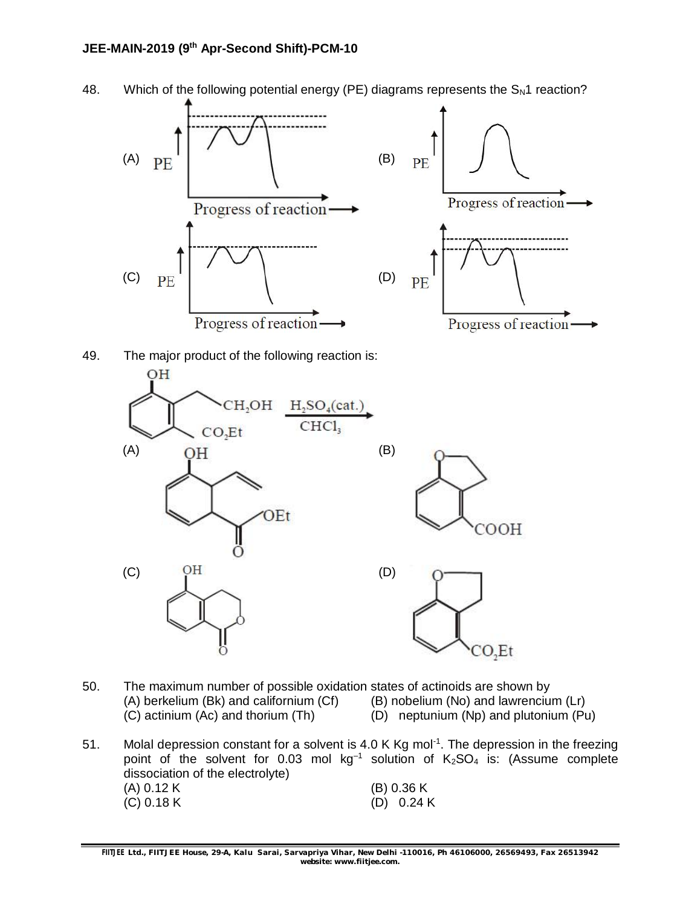48. Which of the following potential energy (PE) diagrams represents the $S_N1$ reaction?

(A) PE vs Progress of reaction

(B) PE vs Progress of reaction

(C) PE vs Progress of reaction

(D) PE vs Progress of reaction

49. The major product of the following reaction is:

$\xrightarrow[\text{CHCl}_3]{H_2SO_4\text{(cat.)}}$

(A)

(B) COOH

(C)

(D) $CO_2Et$

50. The maximum number of possible oxidation states of actinoids are shown by

(A) berkelium (Bk) and californium (Cf)
(B) nobelium (No) and lawrencium (Lr)
(C) actinium (Ac) and thorium (Th)
(D) neptunium (Np) and plutonium (Pu)

51. Molal depression constant for a solvent is 4.0 K Kg $mol^{-1}$. The depression in the freezing point of the solvent for 0.03 mol $kg^{-1}$ solution of $K_2SO_4$ is: (Assume complete dissociation of the electrolyte)

(A) 0.12 K
(B) 0.36 K
(C) 0.18 K
(D) 0.24 K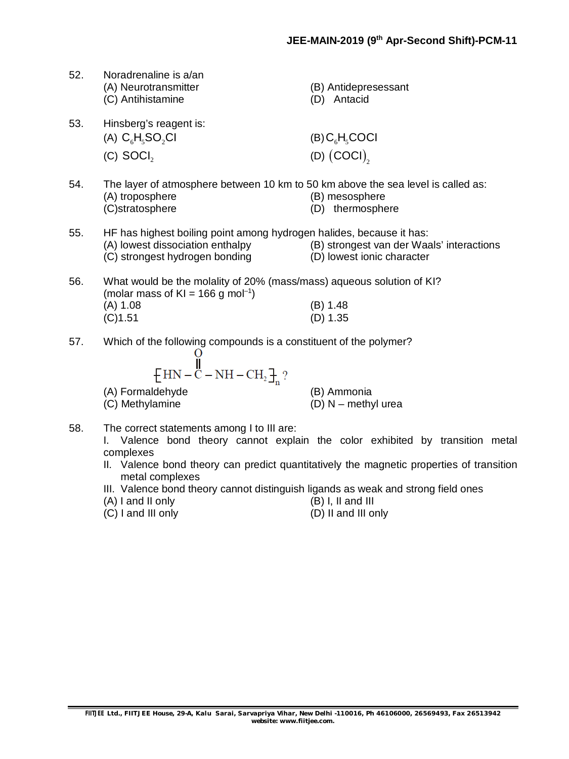52. Noradrenaline is a/an
(A) Neurotransmitter
(B) Antidepresessant
(C) Antihistamine
(D) Antacid

53. Hinsberg's reagent is:
(A) $C_6H_5SO_2Cl$
(B) $C_6H_5COCl$
(C) $SOCl_2$
(D) $(COCl)_2$

54. The layer of atmosphere between 10 km to 50 km above the sea level is called as:
(A) troposphere
(B) mesosphere
(C) stratosphere
(D) thermosphere

55. HF has highest boiling point among hydrogen halides, because it has:
(A) lowest dissociation enthalpy
(B) strongest van der Waals' interactions
(C) strongest hydrogen bonding
(D) lowest ionic character

56. What would be the molality of 20% (mass/mass) aqueous solution of KI?
(molar mass of KI = 166 g $mol^{-1}$)
(A) 1.08
(B) 1.48
(C) 1.51
(D) 1.35

57. Which of the following compounds is a constituent of the polymer?

$$\left[ HN - \overset{\overset{\large O}{\|}}{C} - NH - CH_2 \right]_n ?$$

(A) Formaldehyde
(B) Ammonia
(C) Methylamine
(D) N – methyl urea

58. The correct statements among I to III are:
I. Valence bond theory cannot explain the color exhibited by transition metal complexes
II. Valence bond theory can predict quantitatively the magnetic properties of transition metal complexes
III. Valence bond theory cannot distinguish ligands as weak and strong field ones
(A) I and II only
(B) I, II and III
(C) I and III only
(D) II and III only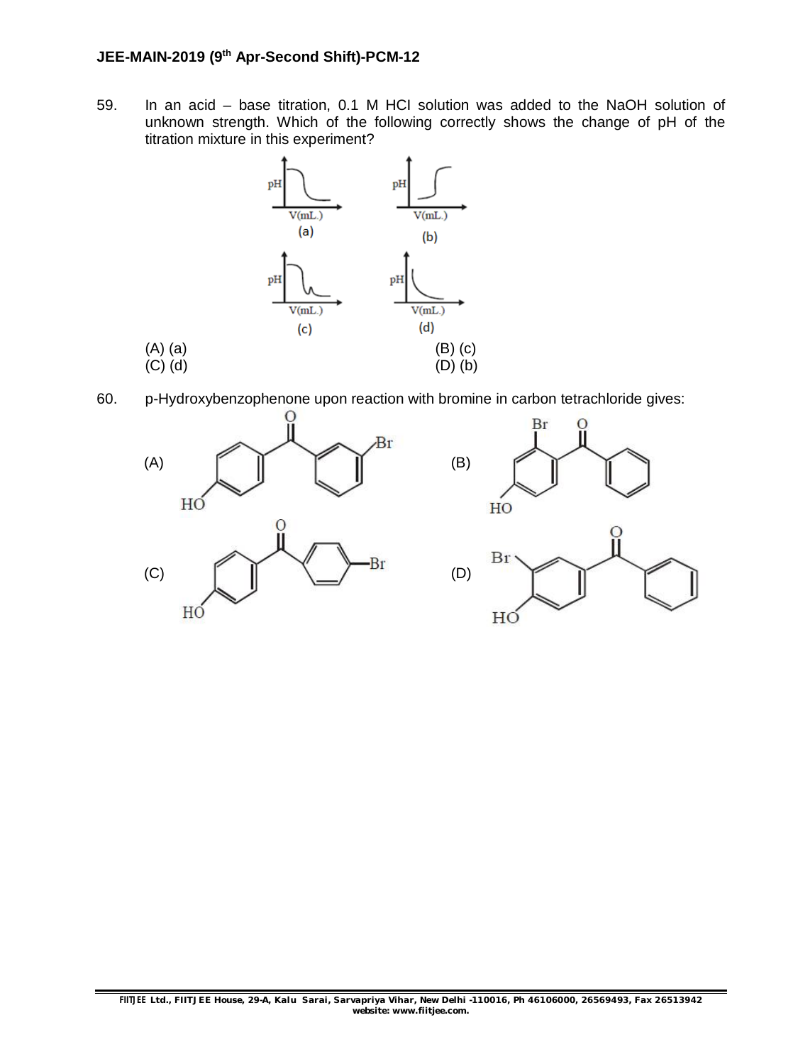59. In an acid – base titration, 0.1 M HCl solution was added to the NaOH solution of unknown strength. Which of the following correctly shows the change of pH of the titration mixture in this experiment?

(A) (a)
(B) (c)
(C) (d)
(D) (b)

60. p-Hydroxybenzophenone upon reaction with bromine in carbon tetrachloride gives:

(A)

(B)

(C)

(D)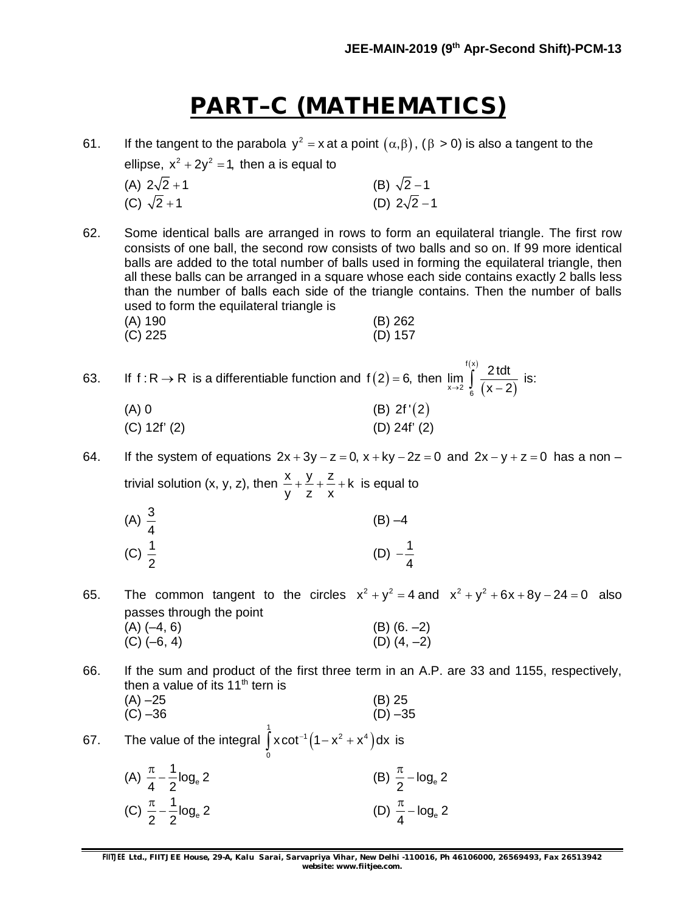# PART–C (MATHEMATICS)

61. If the tangent to the parabola $y^2 = x$ at a point $(\alpha, \beta)$, ($\beta$ > 0) is also a tangent to the ellipse, $x^2 + 2y^2 = 1$, then a is equal to

(A) $2\sqrt{2}+1$ (B) $\sqrt{2}-1$
(C) $\sqrt{2}+1$ (D) $2\sqrt{2}-1$

62. Some identical balls are arranged in rows to form an equilateral triangle. The first row consists of one ball, the second row consists of two balls and so on. If 99 more identical balls are added to the total number of balls used in forming the equilateral triangle, then all these balls can be arranged in a square whose each side contains exactly 2 balls less than the number of balls each side of the triangle contains. Then the number of balls used to form the equilateral triangle is

(A) 190 (B) 262
(C) 225 (D) 157

63. If $f : R \to R$ is a differentiable function and $f(2) = 6$, then $\lim\limits_{x \to 2} \int\limits_{6}^{f(x)} \frac{2\,t\,dt}{(x-2)}$ is:

(A) 0 (B) $2f'(2)$
(C) 12f' (2) (D) 24f' (2)

64. If the system of equations $2x + 3y - z = 0$, $x + ky - 2z = 0$ and $2x - y + z = 0$ has a non – trivial solution (x, y, z), then $\frac{x}{y} + \frac{y}{z} + \frac{z}{x} + k$ is equal to

(A) $\frac{3}{4}$ (B) –4
(C) $\frac{1}{2}$ (D) $-\frac{1}{4}$

65. The common tangent to the circles $x^2 + y^2 = 4$ and $x^2 + y^2 + 6x + 8y - 24 = 0$ also passes through the point

(A) (–4, 6) (B) (6. –2)
(C) (–6, 4) (D) (4, –2)

66. If the sum and product of the first three term in an A.P. are 33 and 1155, respectively, then a value of its 11th tern is

(A) –25 (B) 25
(C) –36 (D) –35

67. The value of the integral $\int\limits_{0}^{1} x \cot^{-1}\left(1 - x^2 + x^4\right) dx$ is

(A) $\frac{\pi}{4} - \frac{1}{2}\log_e 2$ (B) $\frac{\pi}{2} - \log_e 2$
(C) $\frac{\pi}{2} - \frac{1}{2}\log_e 2$ (D) $\frac{\pi}{4} - \log_e 2$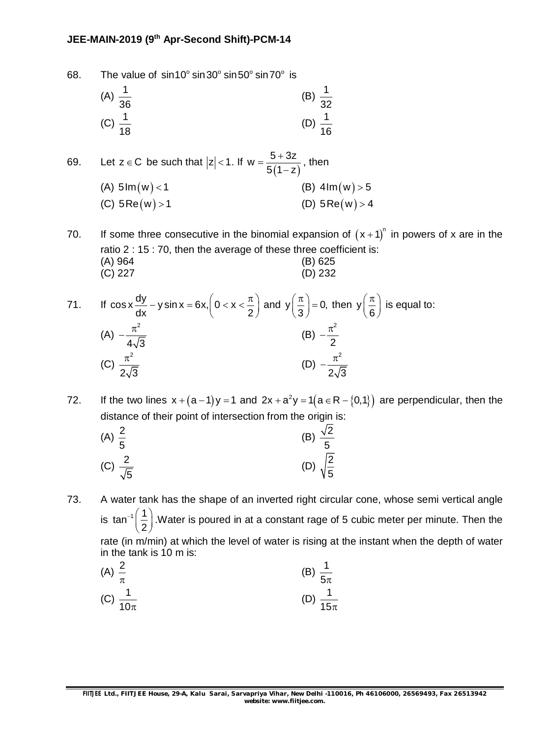68. The value of $\sin 10^o \sin 30^o \sin 50^o \sin 70^o$ is

(A) $\frac{1}{36}$ (B) $\frac{1}{32}$

(C) $\frac{1}{18}$ (D) $\frac{1}{16}$

69. Let $z \in C$ be such that $|z| < 1$. If $w = \frac{5+3z}{5(1-z)}$, then

(A) $5\text{Im}(w) < 1$ (B) $4\text{Im}(w) > 5$

(C) $5\text{Re}(w) > 1$ (D) $5\text{Re}(w) > 4$

70. If some three consecutive in the binomial expansion of $(x+1)^n$ in powers of x are in the ratio 2 : 15 : 70, then the average of these three coefficient is:

(A) 964 (B) 625

(C) 227 (D) 232

71. If $\cos x \frac{dy}{dx} - y \sin x = 6x, \left(0 < x < \frac{\pi}{2}\right)$ and $y\left(\frac{\pi}{3}\right) = 0$, then $y\left(\frac{\pi}{6}\right)$ is equal to:

(A) $-\frac{\pi^2}{4\sqrt{3}}$ (B) $-\frac{\pi^2}{2}$

(C) $\frac{\pi^2}{2\sqrt{3}}$ (D) $-\frac{\pi^2}{2\sqrt{3}}$

72. If the two lines $x + (a-1)y = 1$ and $2x + a^2 y = 1 (a \in R - \{0,1\})$ are perpendicular, then the distance of their point of intersection from the origin is:

(A) $\frac{2}{5}$ (B) $\frac{\sqrt{2}}{5}$

(C) $\frac{2}{\sqrt{5}}$ (D) $\sqrt{\frac{2}{5}}$

73. A water tank has the shape of an inverted right circular cone, whose semi vertical angle is $\tan^{-1}\left(\frac{1}{2}\right)$. Water is poured in at a constant rage of 5 cubic meter per minute. Then the rate (in m/min) at which the level of water is rising at the instant when the depth of water in the tank is 10 m is:

(A) $\frac{2}{\pi}$ (B) $\frac{1}{5\pi}$

(C) $\frac{1}{10\pi}$ (D) $\frac{1}{15\pi}$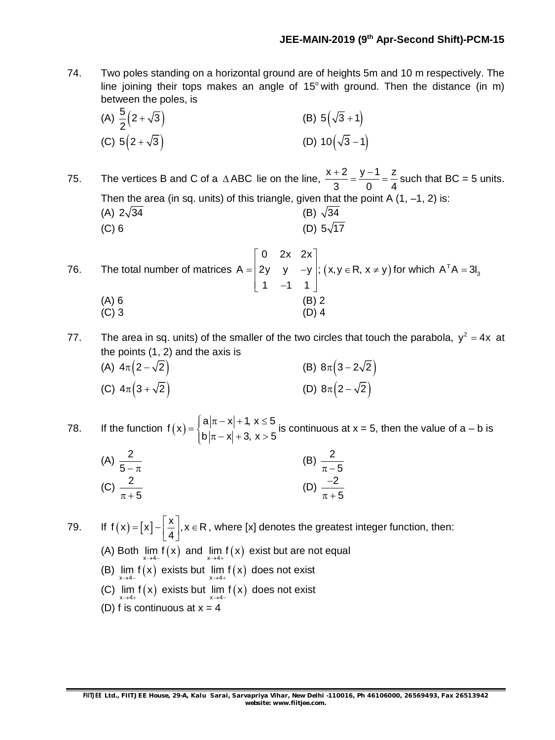74. Two poles standing on a horizontal ground are of heights 5m and 10 m respectively. The line joining their tops makes an angle of $15^o$ with ground. Then the distance (in m) between the poles, is

(A) $\frac{5}{2}\left(2+\sqrt{3}\right)$ (B) $5\left(\sqrt{3}+1\right)$

(C) $5\left(2+\sqrt{3}\right)$ (D) $10\left(\sqrt{3}-1\right)$

75. The vertices B and C of a $\Delta ABC$ lie on the line, $\frac{x+2}{3}=\frac{y-1}{0}=\frac{z}{4}$ such that BC = 5 units. Then the area (in sq. units) of this triangle, given that the point A (1, –1, 2) is:

(A) $2\sqrt{34}$ (B) $\sqrt{34}$

(C) 6 (D) $5\sqrt{17}$

76. The total number of matrices $A=\begin{bmatrix} 0 & 2x & 2x \\ 2y & y & -y \\ 1 & -1 & 1 \end{bmatrix}$; $\left(x, y \in R,\ x \neq y\right)$ for which $A^T A = 3I_3$

(A) 6 (B) 2

(C) 3 (D) 4

77. The area in sq. units) of the smaller of the two circles that touch the parabola, $y^2 = 4x$ at the points (1, 2) and the axis is

(A) $4\pi\left(2-\sqrt{2}\right)$ (B) $8\pi\left(3-2\sqrt{2}\right)$

(C) $4\pi\left(3+\sqrt{2}\right)$ (D) $8\pi\left(2-\sqrt{2}\right)$

78. If the function $f(x)=\begin{cases} a|\pi - x|+1, & x \le 5 \\ b|\pi - x|+3, & x > 5 \end{cases}$ is continuous at x = 5, then the value of a – b is

(A) $\frac{2}{5-\pi}$ (B) $\frac{2}{\pi-5}$

(C) $\frac{2}{\pi+5}$ (D) $\frac{-2}{\pi+5}$

79. If $f(x)=[x]-\left[\frac{x}{4}\right], x \in R$, where [x] denotes the greatest integer function, then:

(A) Both $\lim\limits_{x \to 4-} f(x)$ and $\lim\limits_{x \to 4+} f(x)$ exist but are not equal

(B) $\lim\limits_{x \to 4-} f(x)$ exists but $\lim\limits_{x \to 4+} f(x)$ does not exist

(C) $\lim\limits_{x \to 4+} f(x)$ exists but $\lim\limits_{x \to 4-} f(x)$ does not exist

(D) f is continuous at x = 4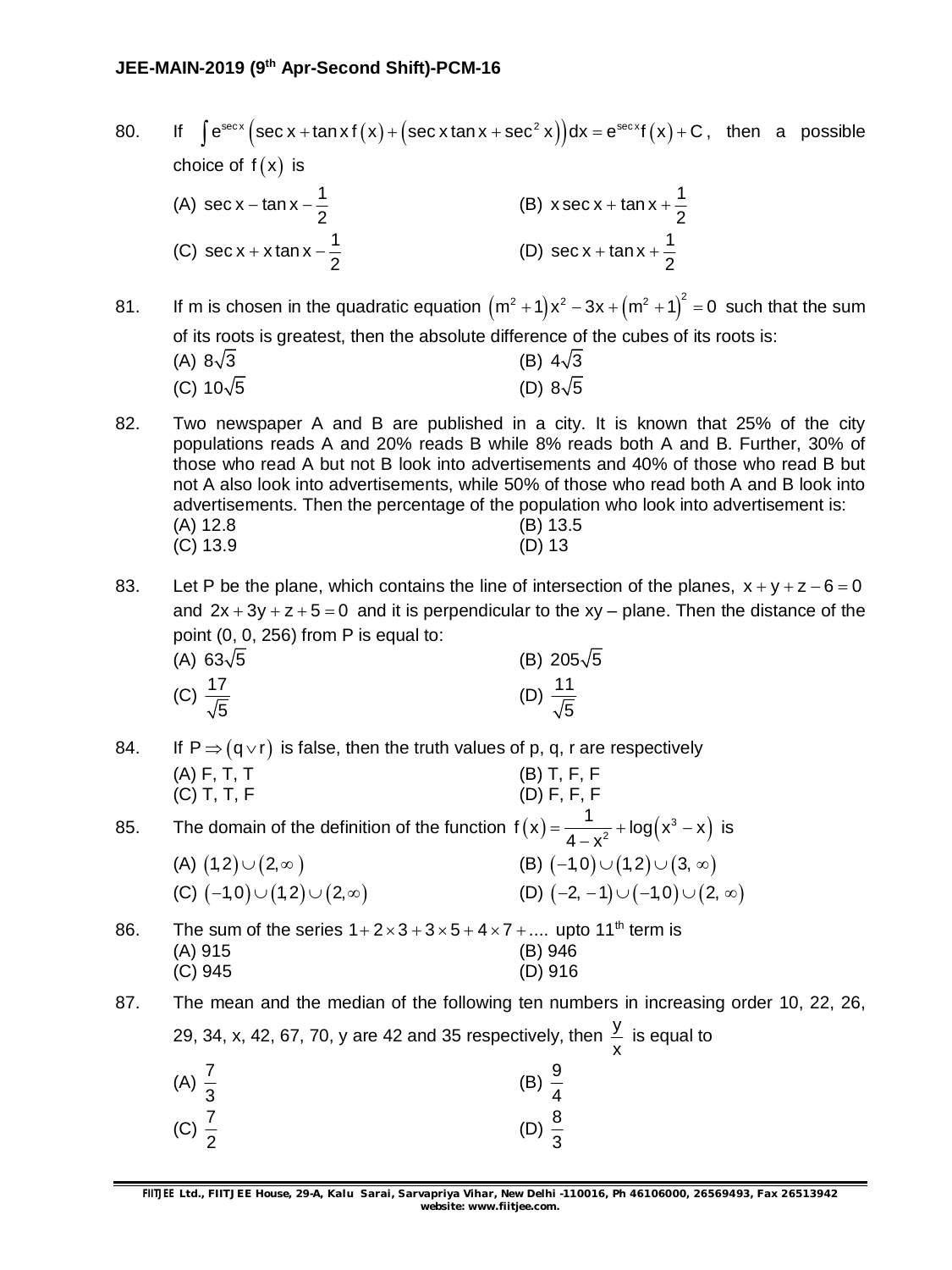80. If $\int e^{\sec x}\left(\sec x + \tan x\, f(x) + \left(\sec x \tan x + \sec^2 x\right)\right)dx = e^{\sec x} f(x) + C$, then a possible choice of $f(x)$ is

(A) $\sec x - \tan x - \frac{1}{2}$  
(B) $x\sec x + \tan x + \frac{1}{2}$  
(C) $\sec x + x\tan x - \frac{1}{2}$  
(D) $\sec x + \tan x + \frac{1}{2}$

81. If m is chosen in the quadratic equation $\left(m^2+1\right)x^2 - 3x + \left(m^2+1\right)^2 = 0$ such that the sum of its roots is greatest, then the absolute difference of the cubes of its roots is:

(A) $8\sqrt{3}$  
(B) $4\sqrt{3}$  
(C) $10\sqrt{5}$  
(D) $8\sqrt{5}$

82. Two newspaper A and B are published in a city. It is known that 25% of the city populations reads A and 20% reads B while 8% reads both A and B. Further, 30% of those who read A but not B look into advertisements and 40% of those who read B but not A also look into advertisements, while 50% of those who read both A and B look into advertisements. Then the percentage of the population who look into advertisement is:

(A) 12.8  
(B) 13.5  
(C) 13.9  
(D) 13

83. Let P be the plane, which contains the line of intersection of the planes, $x + y + z - 6 = 0$ and $2x + 3y + z + 5 = 0$ and it is perpendicular to the xy – plane. Then the distance of the point (0, 0, 256) from P is equal to:

(A) $63\sqrt{5}$  
(B) $205\sqrt{5}$  
(C) $\frac{17}{\sqrt{5}}$  
(D) $\frac{11}{\sqrt{5}}$

84. If $P \Rightarrow (q \vee r)$ is false, then the truth values of p, q, r are respectively

(A) F, T, T  
(B) T, F, F  
(C) T, T, F  
(D) F, F, F

85. The domain of the definition of the function $f(x) = \frac{1}{4 - x^2} + \log\left(x^3 - x\right)$ is

(A) $(1,2)\cup(2,\infty)$  
(B) $(-1,0)\cup(1,2)\cup(3,\infty)$  
(C) $(-1,0)\cup(1,2)\cup(2,\infty)$  
(D) $(-2,-1)\cup(-1,0)\cup(2,\infty)$

86. The sum of the series $1 + 2\times 3 + 3\times 5 + 4\times 7 + ....$ upto 11th term is

(A) 915  
(B) 946  
(C) 945  
(D) 916

87. The mean and the median of the following ten numbers in increasing order 10, 22, 26, 29, 34, x, 42, 67, 70, y are 42 and 35 respectively, then $\frac{y}{x}$ is equal to

(A) $\frac{7}{3}$  
(B) $\frac{9}{4}$  
(C) $\frac{7}{2}$  
(D) $\frac{8}{3}$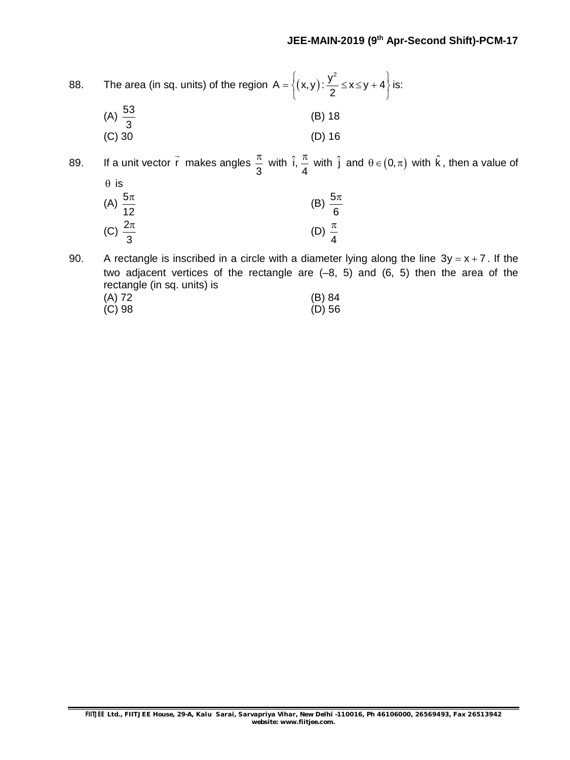88. The area (in sq. units) of the region $A = \left\{(x, y) : \frac{y^2}{2} \le x \le y + 4\right\}$ is:

(A) $\frac{53}{3}$ (B) 18

(C) 30 (D) 16

89. If a unit vector $\vec{r}$ makes angles $\frac{\pi}{3}$ with $\hat{i}$, $\frac{\pi}{4}$ with $\hat{j}$ and $\theta \in (0, \pi)$ with $\hat{k}$, then a value of $\theta$ is

(A) $\frac{5\pi}{12}$ (B) $\frac{5\pi}{6}$

(C) $\frac{2\pi}{3}$ (D) $\frac{\pi}{4}$

90. A rectangle is inscribed in a circle with a diameter lying along the line $3y = x + 7$. If the two adjacent vertices of the rectangle are (–8, 5) and (6, 5) then the area of the rectangle (in sq. units) is

(A) 72 (B) 84

(C) 98 (D) 56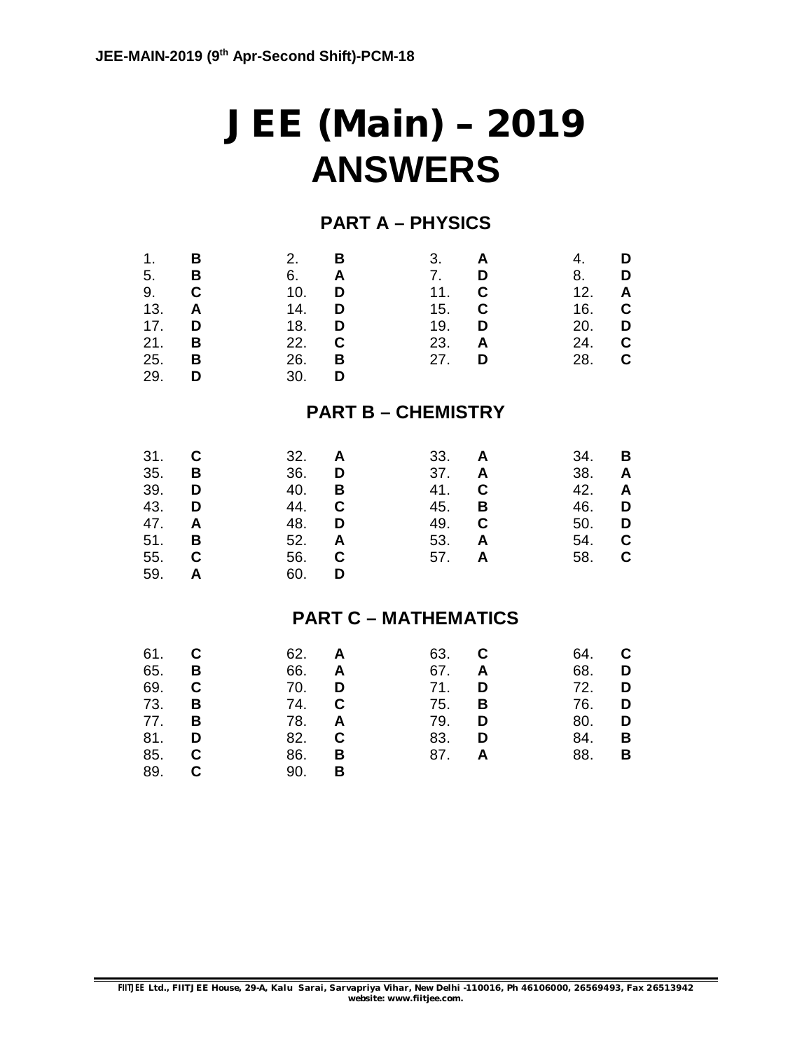# JEE (Main) – 2019
# ANSWERS

## PART A – PHYSICS

| | | | | | | | |
|---|---|---|---|---|---|---|---|
| 1. | B | 2. | B | 3. | A | 4. | D |
| 5. | B | 6. | A | 7. | D | 8. | D |
| 9. | C | 10. | D | 11. | C | 12. | A |
| 13. | A | 14. | D | 15. | C | 16. | C |
| 17. | D | 18. | D | 19. | D | 20. | D |
| 21. | B | 22. | C | 23. | A | 24. | C |
| 25. | B | 26. | B | 27. | D | 28. | C |
| 29. | D | 30. | D | | | | |

## PART B – CHEMISTRY

| | | | | | | | |
|---|---|---|---|---|---|---|---|
| 31. | C | 32. | A | 33. | A | 34. | B |
| 35. | B | 36. | D | 37. | A | 38. | A |
| 39. | D | 40. | B | 41. | C | 42. | A |
| 43. | D | 44. | C | 45. | B | 46. | D |
| 47. | A | 48. | D | 49. | C | 50. | D |
| 51. | B | 52. | A | 53. | A | 54. | C |
| 55. | C | 56. | C | 57. | A | 58. | C |
| 59. | A | 60. | D | | | | |

## PART C – MATHEMATICS

| | | | | | | | |
|---|---|---|---|---|---|---|---|
| 61. | C | 62. | A | 63. | C | 64. | C |
| 65. | B | 66. | A | 67. | A | 68. | D |
| 69. | C | 70. | D | 71. | D | 72. | D |
| 73. | B | 74. | C | 75. | B | 76. | D |
| 77. | B | 78. | A | 79. | D | 80. | D |
| 81. | D | 82. | C | 83. | D | 84. | B |
| 85. | C | 86. | B | 87. | A | 88. | B |
| 89. | C | 90. | B | | | | |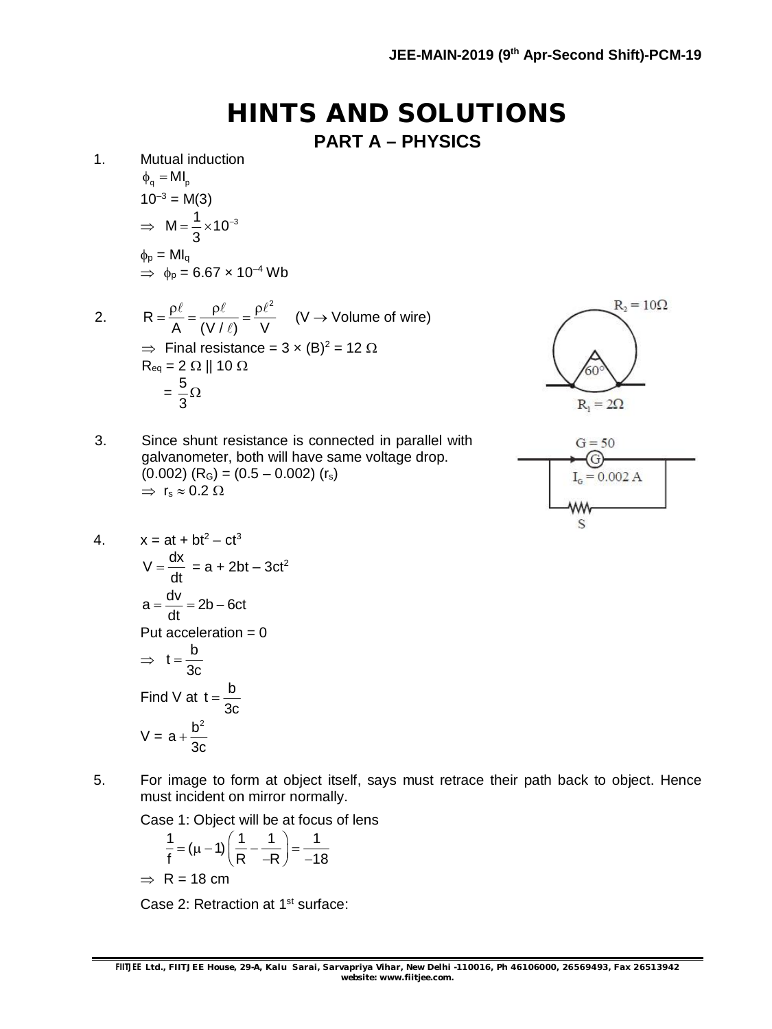# HINTS AND SOLUTIONS

## PART A – PHYSICS

1. Mutual induction

$\phi_q = MI_p$

$10^{-3} = M(3)$

$\Rightarrow \; M = \frac{1}{3} \times 10^{-3}$

$\phi_p = MI_q$

$\Rightarrow \; \phi_p = 6.67 \times 10^{-4}$ Wb

2. $R = \frac{\rho \ell}{A} = \frac{\rho \ell}{(V/\ell)} = \frac{\rho \ell^2}{V}$ ($V \rightarrow$ Volume of wire)

$\Rightarrow$ Final resistance = $3 \times (B)^2 = 12\ \Omega$

$R_{eq} = 2\ \Omega \parallel 10\ \Omega$

$= \frac{5}{3}\Omega$

$R_2 = 10\Omega$, $60°$, $R_1 = 2\Omega$

3. Since shunt resistance is connected in parallel with galvanometer, both will have same voltage drop.

$(0.002)(R_G) = (0.5 - 0.002)(r_s)$

$\Rightarrow \; r_s \approx 0.2\ \Omega$

$G = 50$, $I_G = 0.002$ A, S

4. $x = at + bt^2 - ct^3$

$V = \frac{dx}{dt} = a + 2bt - 3ct^2$

$a = \frac{dv}{dt} = 2b - 6ct$

Put acceleration = 0

$\Rightarrow \; t = \frac{b}{3c}$

Find V at $t = \frac{b}{3c}$

$V = a + \frac{b^2}{3c}$

5. For image to form at object itself, says must retrace their path back to object. Hence must incident on mirror normally.

Case 1: Object will be at focus of lens

$$\frac{1}{f} = (\mu - 1)\left(\frac{1}{R} - \frac{1}{-R}\right) = \frac{1}{-18}$$

$\Rightarrow \; R = 18$ cm

Case 2: Retraction at 1st surface: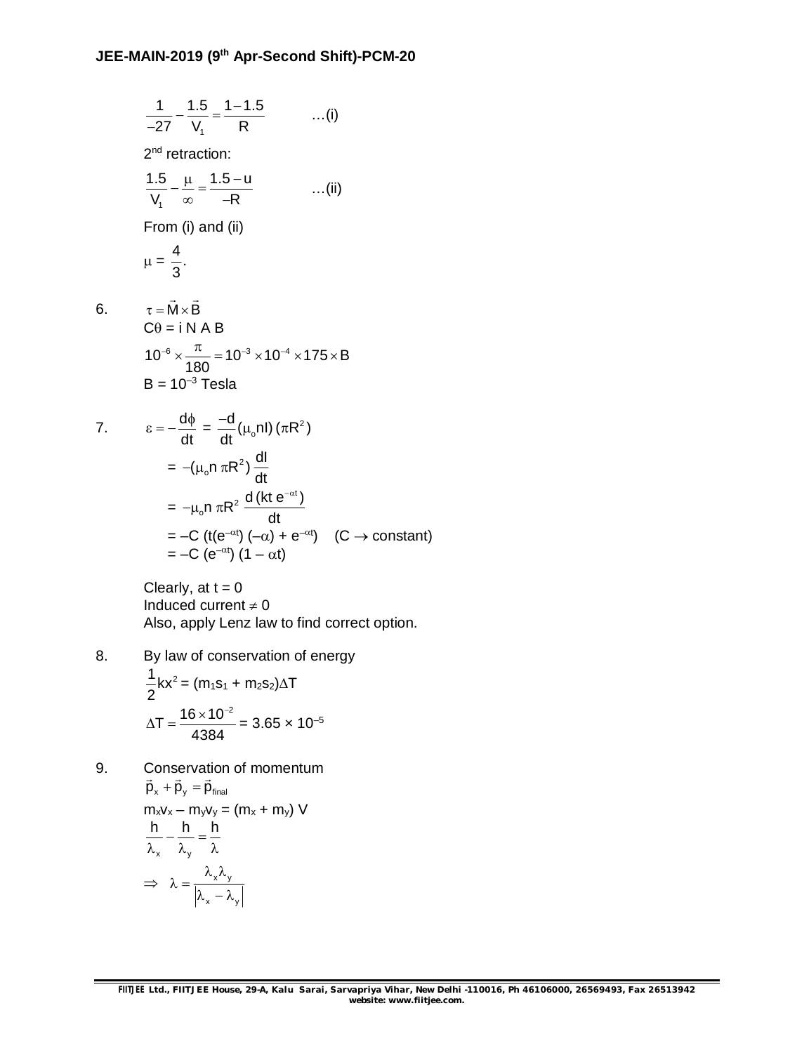$$\frac{1}{-27} - \frac{1.5}{V_1} = \frac{1-1.5}{R} \qquad \ldots\text{(i)}$$

2nd retraction:

$$\frac{1.5}{V_1} - \frac{\mu}{\infty} = \frac{1.5-u}{-R} \qquad \ldots\text{(ii)}$$

From (i) and (ii)

$\mu = \frac{4}{3}$.

6. $\tau = \vec{M} \times \vec{B}$

$C\theta = i\, N\, A\, B$

$$10^{-6} \times \frac{\pi}{180} = 10^{-3} \times 10^{-4} \times 175 \times B$$

$B = 10^{-3}$ Tesla

7. $\varepsilon = -\frac{d\phi}{dt} = \frac{-d}{dt}(\mu_o nI)(\pi R^2)$

$= -(\mu_o n\, \pi R^2)\frac{dI}{dt}$

$= -\mu_o n\, \pi R^2 \frac{d(kt\, e^{-\alpha t})}{dt}$

$= -C\,(t(e^{-\alpha t})(-\alpha) + e^{-\alpha t}) \quad (C \to \text{constant})$

$= -C\,(e^{-\alpha t})(1 - \alpha t)$

Clearly, at $t = 0$

Induced current $\neq 0$

Also, apply Lenz law to find correct option.

8. By law of conservation of energy

$\frac{1}{2}kx^2 = (m_1s_1 + m_2s_2)\Delta T$

$\Delta T = \frac{16 \times 10^{-2}}{4384} = 3.65 \times 10^{-5}$

9. Conservation of momentum

$\vec{p}_x + \vec{p}_y = \vec{p}_{final}$

$m_xv_x - m_yv_y = (m_x + m_y)\, V$

$\frac{h}{\lambda_x} - \frac{h}{\lambda_y} = \frac{h}{\lambda}$

$\Rightarrow \lambda = \frac{\lambda_x \lambda_y}{|\lambda_x - \lambda_y|}$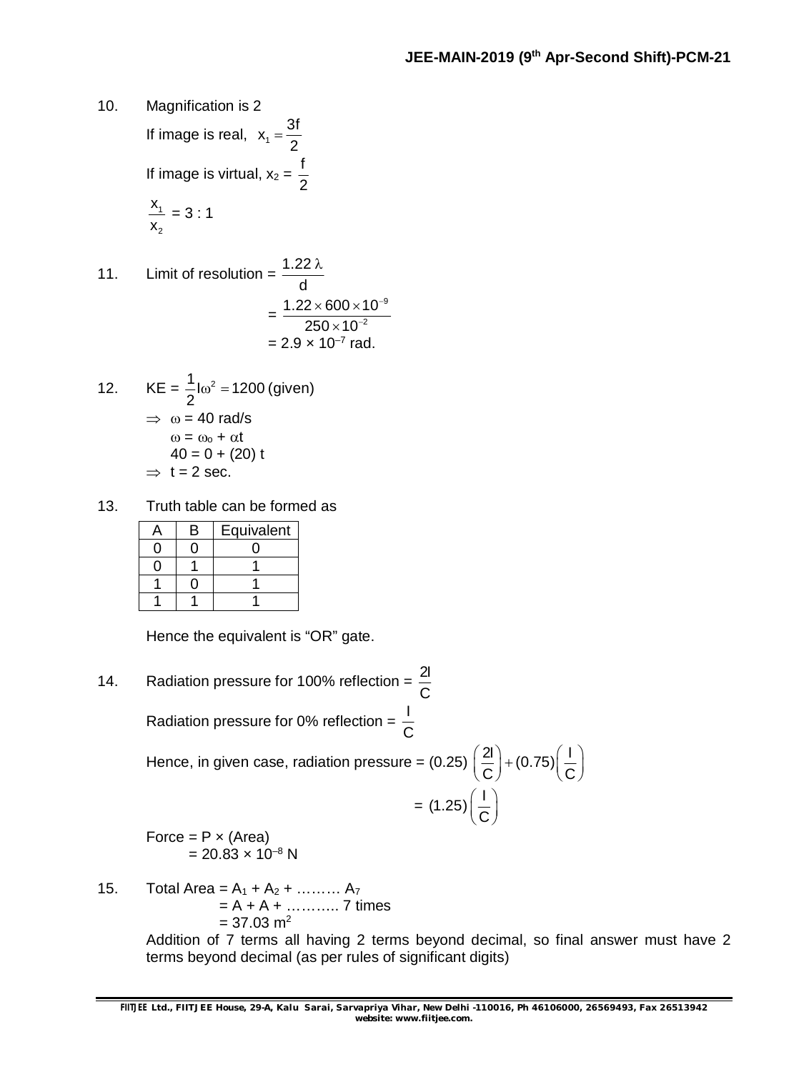10. Magnification is 2

If image is real, $x_1 = \frac{3f}{2}$

If image is virtual, $x_2 = \frac{f}{2}$

$\frac{x_1}{x_2} = 3 : 1$

11. Limit of resolution = $\frac{1.22\,\lambda}{d}$

$= \frac{1.22 \times 600 \times 10^{-9}}{250 \times 10^{-2}}$

$= 2.9 \times 10^{-7}$ rad.

12. KE = $\frac{1}{2} I\omega^2 = 1200$ (given)

$\Rightarrow\ \omega = 40$ rad/s

$\omega = \omega_o + \alpha t$

$40 = 0 + (20)\,t$

$\Rightarrow\ t = 2$ sec.

13. Truth table can be formed as

| A | B | Equivalent |
|---|---|---|
| 0 | 0 | 0 |
| 0 | 1 | 1 |
| 1 | 0 | 1 |
| 1 | 1 | 1 |

Hence the equivalent is "OR" gate.

14. Radiation pressure for 100% reflection = $\frac{2I}{C}$

Radiation pressure for 0% reflection = $\frac{I}{C}$

Hence, in given case, radiation pressure = $(0.25)\left(\frac{2I}{C}\right) + (0.75)\left(\frac{I}{C}\right)$

$= (1.25)\left(\frac{I}{C}\right)$

Force = P × (Area)

$= 20.83 \times 10^{-8}$ N

15. Total Area = $A_1 + A_2 + \ldots\ldots\ A_7$

= A + A + ……….. 7 times

$= 37.03\ m^2$

Addition of 7 terms all having 2 terms beyond decimal, so final answer must have 2 terms beyond decimal (as per rules of significant digits)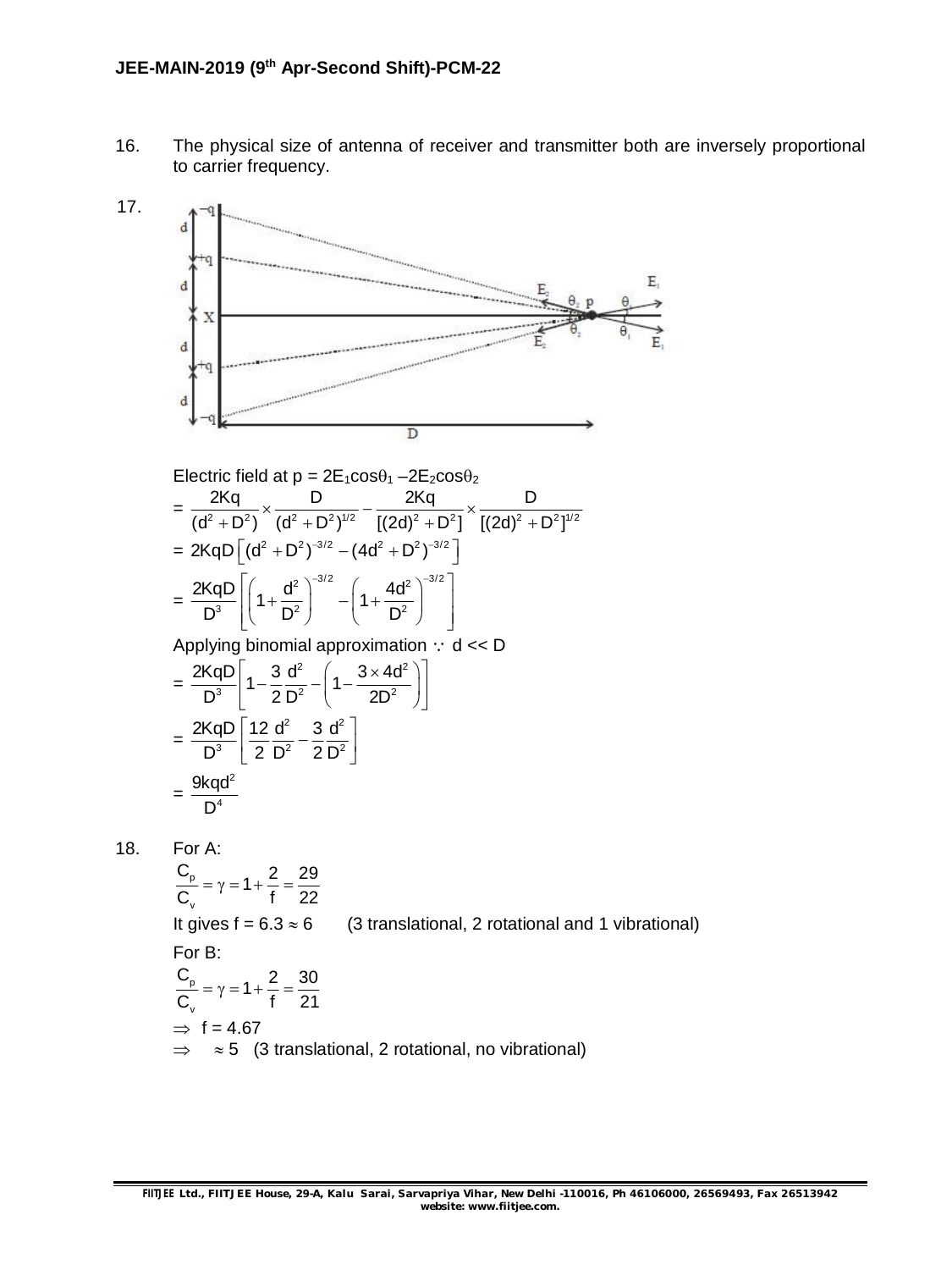16. The physical size of antenna of receiver and transmitter both are inversely proportional to carrier frequency.

17.

Electric field at p = $2E_1\cos\theta_1 - 2E_2\cos\theta_2$

$$= \frac{2Kq}{(d^2+D^2)} \times \frac{D}{(d^2+D^2)^{1/2}} - \frac{2Kq}{[(2d)^2+D^2]} \times \frac{D}{[(2d)^2+D^2]^{1/2}}$$

$$= 2KqD\left[(d^2+D^2)^{-3/2} - (4d^2+D^2)^{-3/2}\right]$$

$$= \frac{2KqD}{D^3}\left[\left(1+\frac{d^2}{D^2}\right)^{-3/2} - \left(1+\frac{4d^2}{D^2}\right)^{-3/2}\right]$$

Applying binomial approximation $\because$ d << D

$$= \frac{2KqD}{D^3}\left[1-\frac{3}{2}\frac{d^2}{D^2} - \left(1-\frac{3\times 4d^2}{2D^2}\right)\right]$$

$$= \frac{2KqD}{D^3}\left[\frac{12}{2}\frac{d^2}{D^2} - \frac{3}{2}\frac{d^2}{D^2}\right]$$

$$= \frac{9kqd^2}{D^4}$$

18. For A:

$$\frac{C_p}{C_v} = \gamma = 1 + \frac{2}{f} = \frac{29}{22}$$

It gives f = 6.3 $\approx$ 6 (3 translational, 2 rotational and 1 vibrational)

For B:

$$\frac{C_p}{C_v} = \gamma = 1 + \frac{2}{f} = \frac{30}{21}$$

$\Rightarrow$ f = 4.67

$\Rightarrow$ $\approx$ 5 (3 translational, 2 rotational, no vibrational)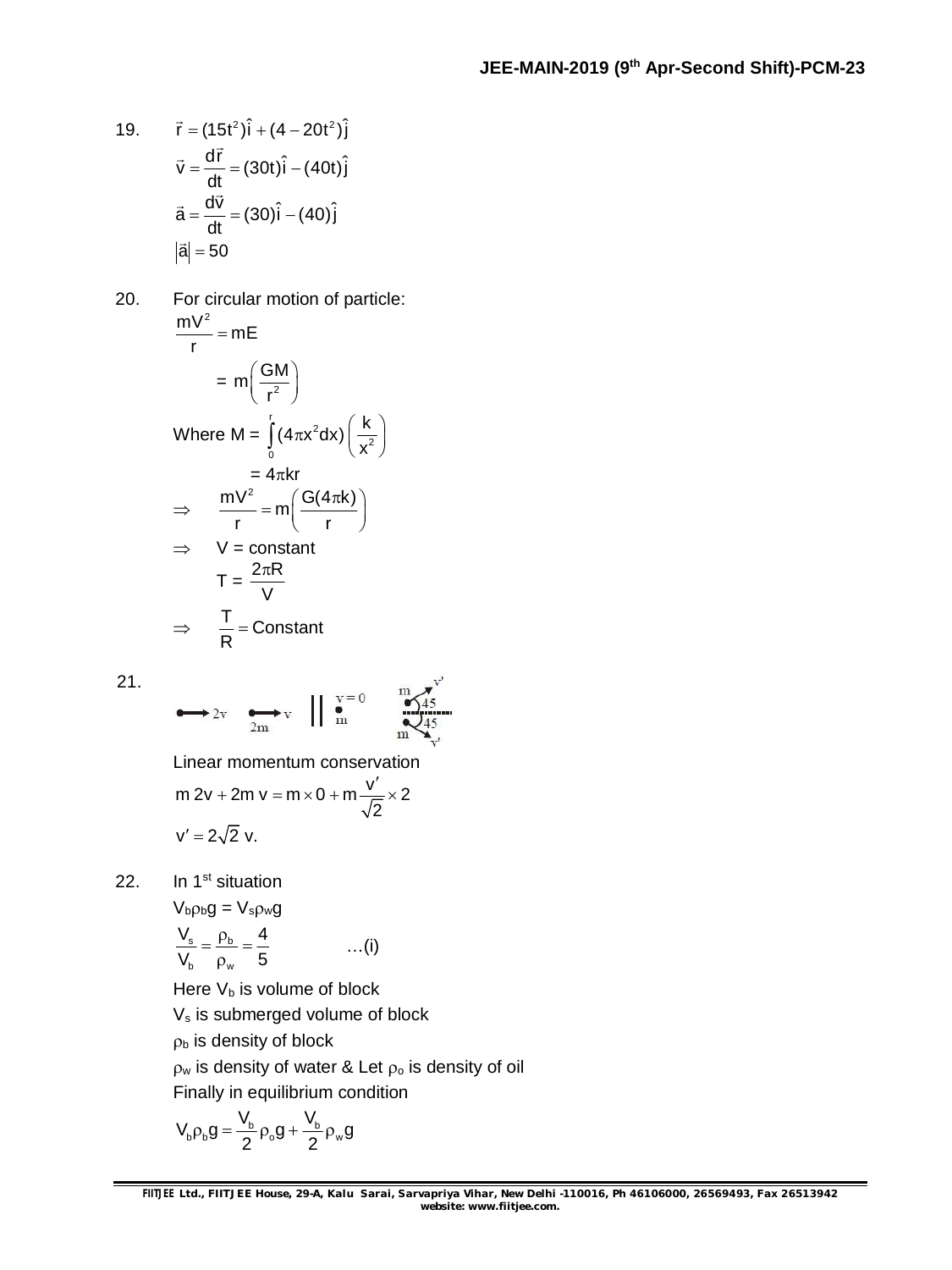19. $\vec{r} = (15t^2)\hat{i} + (4 - 20t^2)\hat{j}$

$$\vec{v} = \frac{d\vec{r}}{dt} = (30t)\hat{i} - (40t)\hat{j}$$

$$\vec{a} = \frac{d\vec{v}}{dt} = (30)\hat{i} - (40)\hat{j}$$

$$|\vec{a}| = 50$$

20. For circular motion of particle:

$$\frac{mV^2}{r} = mE$$

$$= m\left(\frac{GM}{r^2}\right)$$

Where $M = \int_0^r (4\pi x^2 dx)\left(\frac{k}{x^2}\right)$

$= 4\pi kr$

$\Rightarrow \quad \frac{mV^2}{r} = m\left(\frac{G(4\pi k)}{r}\right)$

$\Rightarrow \quad V = \text{constant}$

$T = \frac{2\pi R}{V}$

$\Rightarrow \quad \frac{T}{R} = \text{Constant}$

21. 

Linear momentum conservation

$$m\,2v + 2m\,v = m \times 0 + m\frac{v'}{\sqrt{2}} \times 2$$

$$v' = 2\sqrt{2}\ v.$$

22. In 1st situation

$V_b \rho_b g = V_s \rho_w g$

$$\frac{V_s}{V_b} = \frac{\rho_b}{\rho_w} = \frac{4}{5} \qquad \ldots\text{(i)}$$

Here $V_b$ is volume of block

$V_s$ is submerged volume of block

$\rho_b$ is density of block

$\rho_w$ is density of water & Let $\rho_o$ is density of oil

Finally in equilibrium condition

$$V_b \rho_b g = \frac{V_b}{2}\rho_o g + \frac{V_b}{2}\rho_w g$$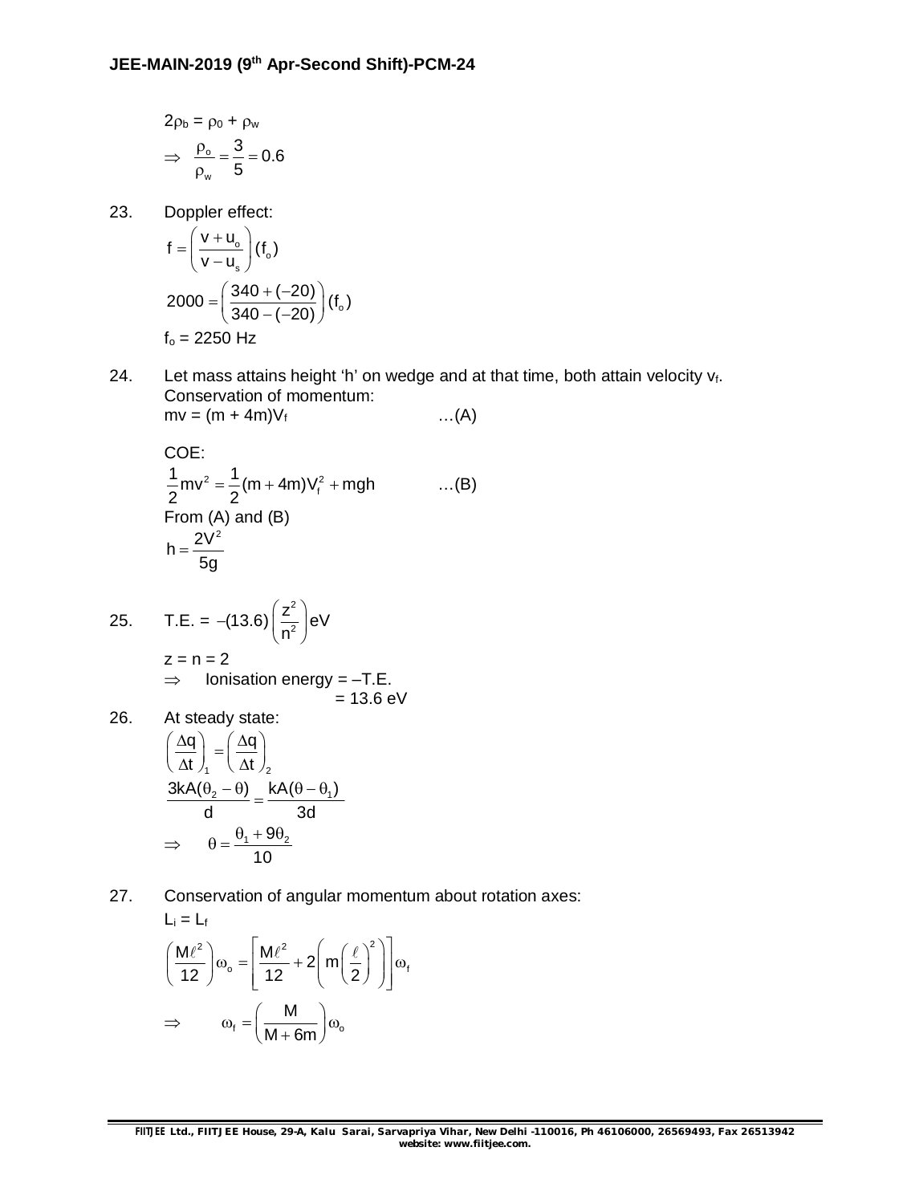$2\rho_b = \rho_0 + \rho_w$

$\Rightarrow \dfrac{\rho_o}{\rho_w} = \dfrac{3}{5} = 0.6$

23. Doppler effect:

$$f = \left(\frac{v + u_o}{v - u_s}\right)(f_o)$$

$$2000 = \left(\frac{340 + (-20)}{340 - (-20)}\right)(f_o)$$

$f_o = 2250$ Hz

24. Let mass attains height 'h' on wedge and at that time, both attain velocity $v_f$.
Conservation of momentum:

$mv = (m + 4m)V_f$ …(A)

COE:

$\frac{1}{2}mv^2 = \frac{1}{2}(m + 4m)V_f^2 + mgh$ …(B)

From (A) and (B)

$$h = \frac{2V^2}{5g}$$

25. T.E. $= -(13.6)\left(\dfrac{z^2}{n^2}\right)$eV

$z = n = 2$

$\Rightarrow$ Ionisation energy = –T.E.
= 13.6 eV

26. At steady state:

$$\left(\frac{\Delta q}{\Delta t}\right)_1 = \left(\frac{\Delta q}{\Delta t}\right)_2$$

$$\frac{3kA(\theta_2 - \theta)}{d} = \frac{kA(\theta - \theta_1)}{3d}$$

$$\Rightarrow \quad \theta = \frac{\theta_1 + 9\theta_2}{10}$$

27. Conservation of angular momentum about rotation axes:

$L_i = L_f$

$$\left(\frac{M\ell^2}{12}\right)\omega_o = \left[\frac{M\ell^2}{12} + 2\left(m\left(\frac{\ell}{2}\right)^2\right)\right]\omega_f$$

$$\Rightarrow \quad \omega_f = \left(\frac{M}{M + 6m}\right)\omega_o$$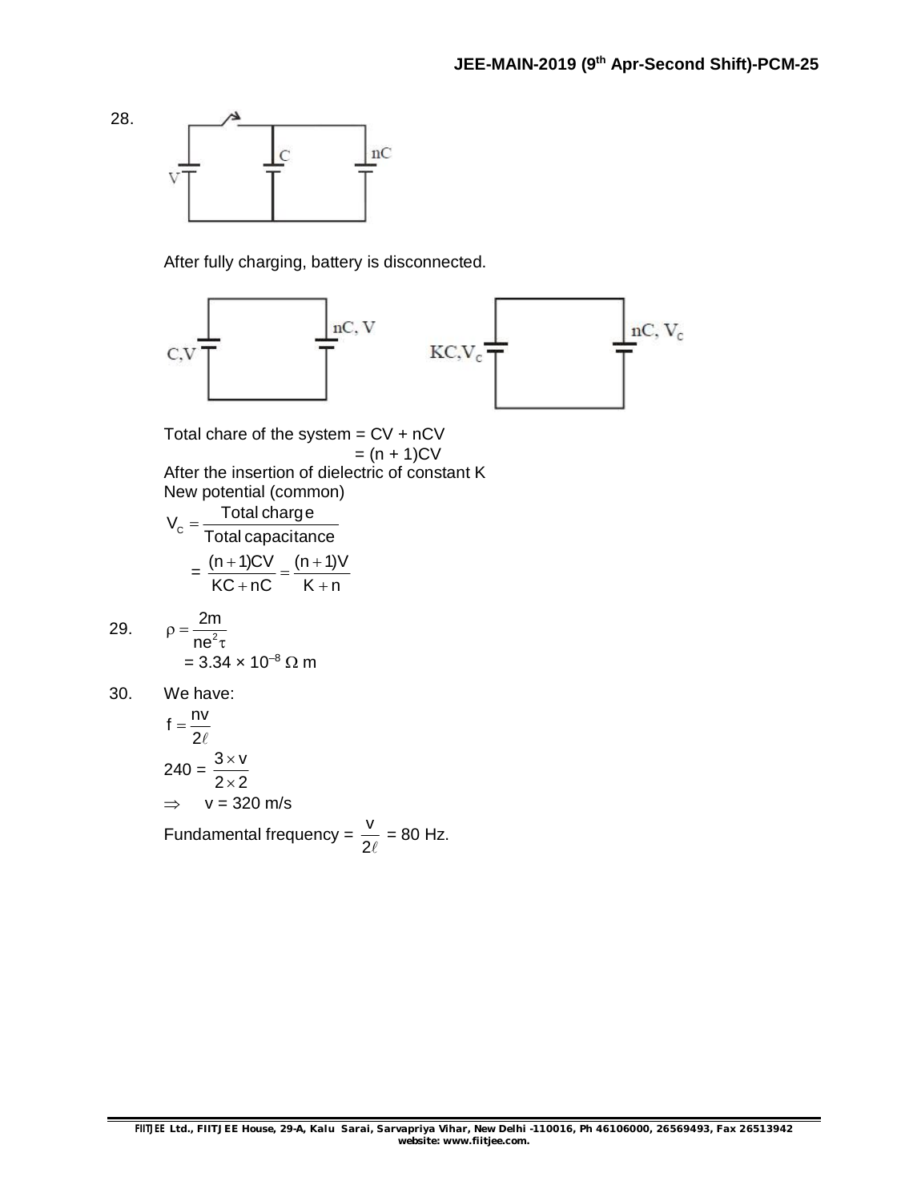28.

After fully charging, battery is disconnected.

Total chare of the system = CV + nCV

$= (n + 1)CV$

After the insertion of dielectric of constant K

New potential (common)

$$V_C = \frac{\text{Total charge}}{\text{Total capacitance}}$$

$$= \frac{(n+1)CV}{KC + nC} = \frac{(n+1)V}{K+n}$$

29. $\rho = \dfrac{2m}{ne^2\tau}$

$= 3.34 \times 10^{-8}\ \Omega\ \text{m}$

30. We have:

$$f = \frac{nv}{2\ell}$$

$$240 = \frac{3 \times v}{2 \times 2}$$

$\Rightarrow \quad v = 320$ m/s

Fundamental frequency = $\dfrac{v}{2\ell}$ = 80 Hz.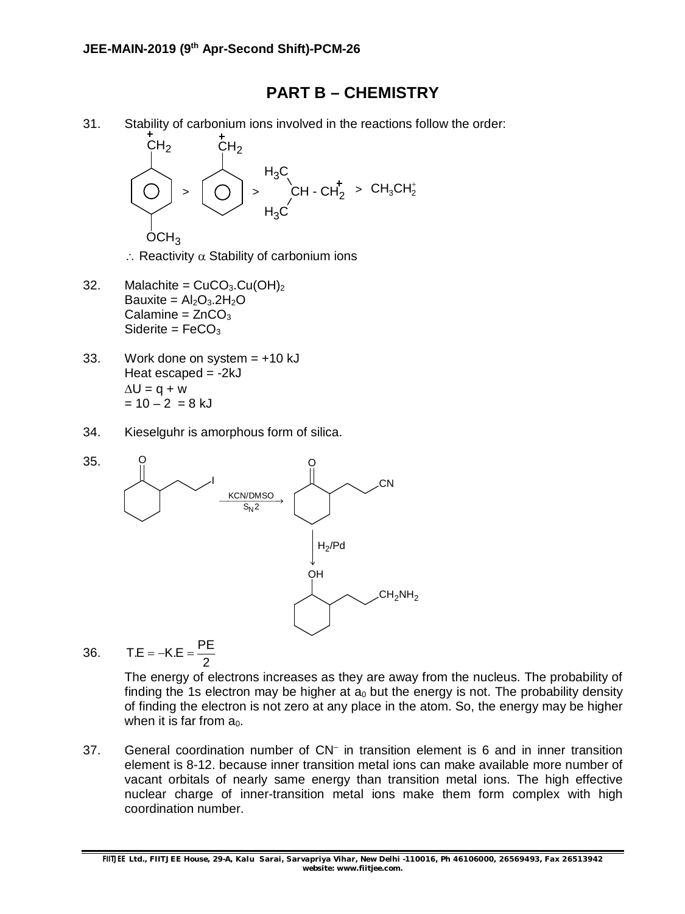## PART B – CHEMISTRY

31. Stability of carbonium ions involved in the reactions follow the order:

$p\text{-}CH_3O\text{-}C_6H_4\overset{+}{C}H_2 > C_6H_5\overset{+}{C}H_2 > (H_3C)_2CH\text{-}\overset{+}{C}H_2 > CH_3\overset{+}{C}H_2$

$\therefore$ Reactivity $\alpha$ Stability of carbonium ions

32. Malachite = $CuCO_3.Cu(OH)_2$
Bauxite = $Al_2O_3.2H_2O$
Calamine = $ZnCO_3$
Siderite = $FeCO_3$

33. Work done on system = +10 kJ
Heat escaped = -2kJ
$\Delta U = q + w$
$= 10 - 2 = 8$ kJ

34. Kieselguhr is amorphous form of silica.

35. 2-(2-iodoethyl)cyclohexanone $\xrightarrow[S_N2]{KCN/DMSO}$ 2-(2-cyanoethyl)cyclohexanone (with CN) $\xrightarrow{H_2/Pd}$ 2-(3-aminopropyl)cyclohexanol (OH and $CH_2NH_2$)

36. $T.E = -K.E = \dfrac{PE}{2}$

The energy of electrons increases as they are away from the nucleus. The probability of finding the 1s electron may be higher at $a_0$ but the energy is not. The probability density of finding the electron is not zero at any place in the atom. So, the energy may be higher when it is far from $a_0$.

37. General coordination number of $CN^-$ in transition element is 6 and in inner transition element is 8-12. because inner transition metal ions can make available more number of vacant orbitals of nearly same energy than transition metal ions. The high effective nuclear charge of inner-transition metal ions make them form complex with high coordination number.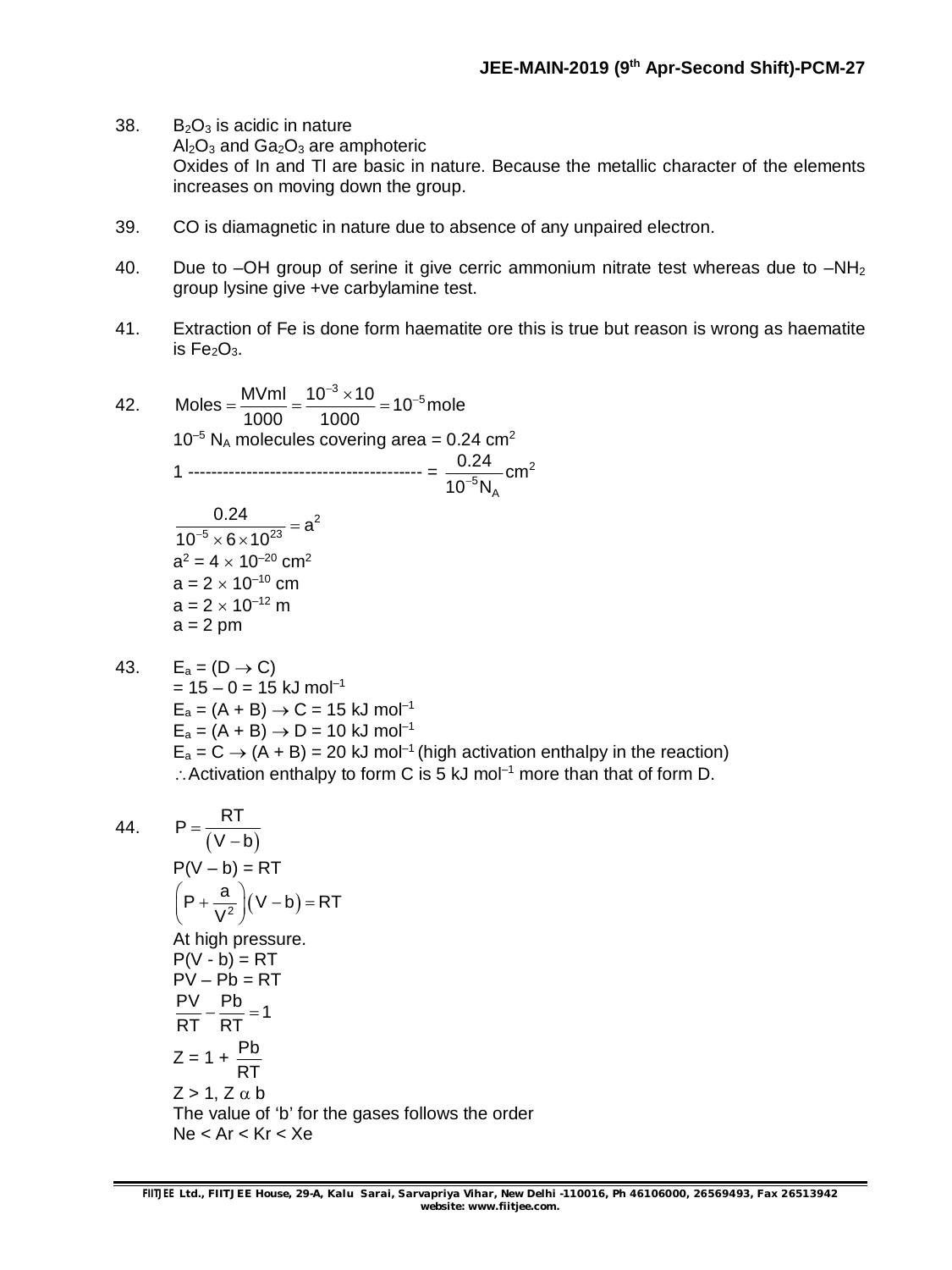38. $B_2O_3$ is acidic in nature
$Al_2O_3$ and $Ga_2O_3$ are amphoteric
Oxides of In and Tl are basic in nature. Because the metallic character of the elements increases on moving down the group.

39. CO is diamagnetic in nature due to absence of any unpaired electron.

40. Due to –OH group of serine it give cerric ammonium nitrate test whereas due to $–NH_2$ group lysine give +ve carbylamine test.

41. Extraction of Fe is done form haematite ore this is true but reason is wrong as haematite is $Fe_2O_3$.

42. $\text{Moles} = \dfrac{\text{MVml}}{1000} = \dfrac{10^{-3} \times 10}{1000} = 10^{-5}\,\text{mole}$

$10^{-5}\,N_A$ molecules covering area = 0.24 $cm^2$

1 ---------------------------------------- = $\dfrac{0.24}{10^{-5}N_A}\,cm^2$

$\dfrac{0.24}{10^{-5} \times 6 \times 10^{23}} = a^2$

$a^2 = 4 \times 10^{-20}\ cm^2$

$a = 2 \times 10^{-10}$ cm

$a = 2 \times 10^{-12}$ m

a = 2 pm

43. $E_a = (D \rightarrow C)$

$= 15 - 0 = 15\ kJ\ mol^{-1}$

$E_a = (A + B) \rightarrow C = 15\ kJ\ mol^{-1}$

$E_a = (A + B) \rightarrow D = 10\ kJ\ mol^{-1}$

$E_a = C \rightarrow (A + B) = 20\ kJ\ mol^{-1}$ (high activation enthalpy in the reaction)

$\therefore$ Activation enthalpy to form C is 5 $kJ\ mol^{-1}$ more than that of form D.

44. $P = \dfrac{RT}{(V - b)}$

$P(V - b) = RT$

$\left(P + \dfrac{a}{V^2}\right)(V - b) = RT$

At high pressure.

$P(V - b) = RT$

$PV - Pb = RT$

$\dfrac{PV}{RT} - \dfrac{Pb}{RT} = 1$

$Z = 1 + \dfrac{Pb}{RT}$

$Z > 1$, $Z \propto b$

The value of 'b' for the gases follows the order

Ne < Ar < Kr < Xe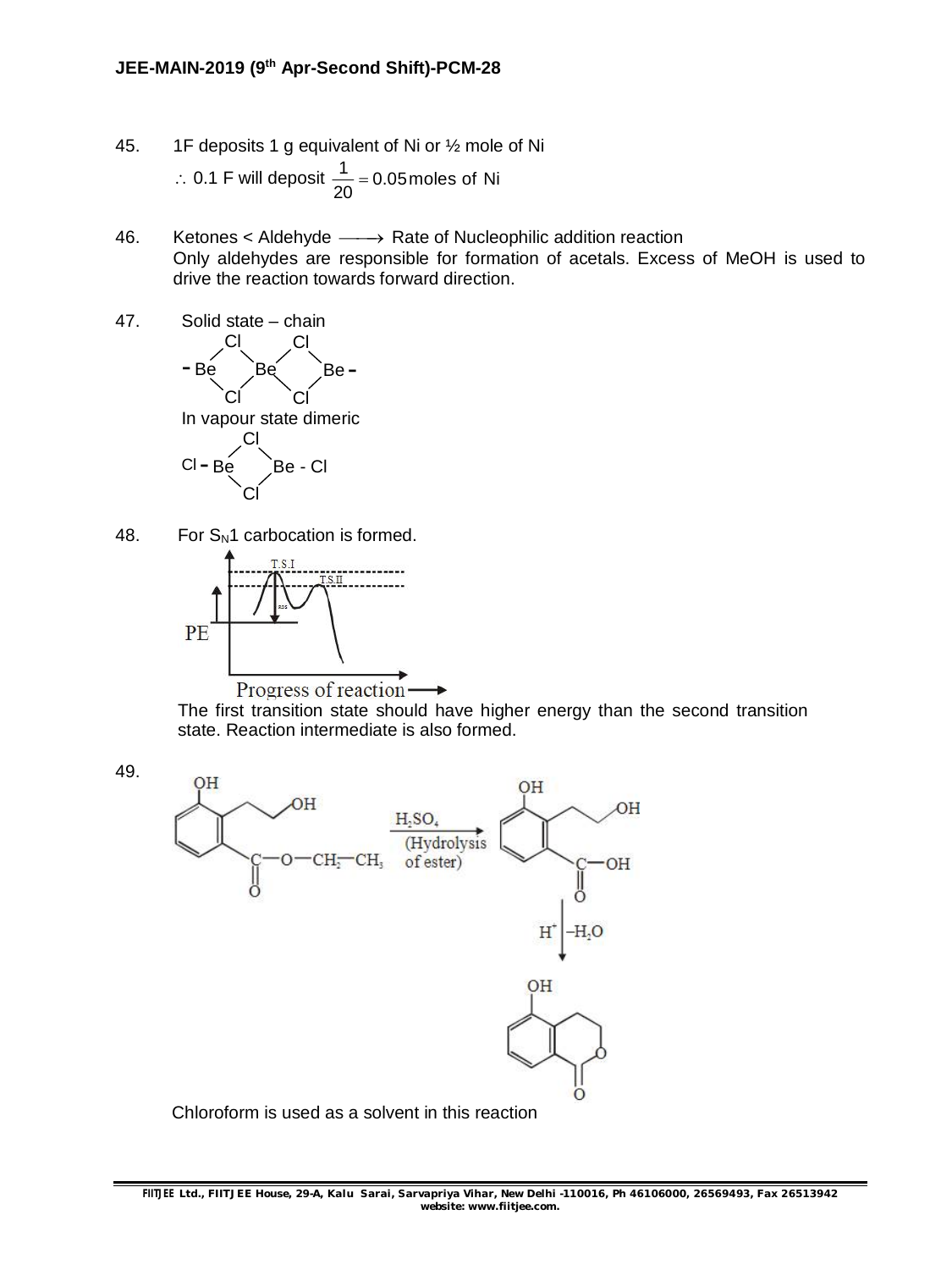45. 1F deposits 1 g equivalent of Ni or ½ mole of Ni

$\therefore$ 0.1 F will deposit $\frac{1}{20} = 0.05$ moles of Ni

46. Ketones < Aldehyde $\longrightarrow$ Rate of Nucleophilic addition reaction

Only aldehydes are responsible for formation of acetals. Excess of MeOH is used to drive the reaction towards forward direction.

47. Solid state – chain

In vapour state dimeric

48. For $S_N1$ carbocation is formed.

The first transition state should have higher energy than the second transition state. Reaction intermediate is also formed.

49.

Chloroform is used as a solvent in this reaction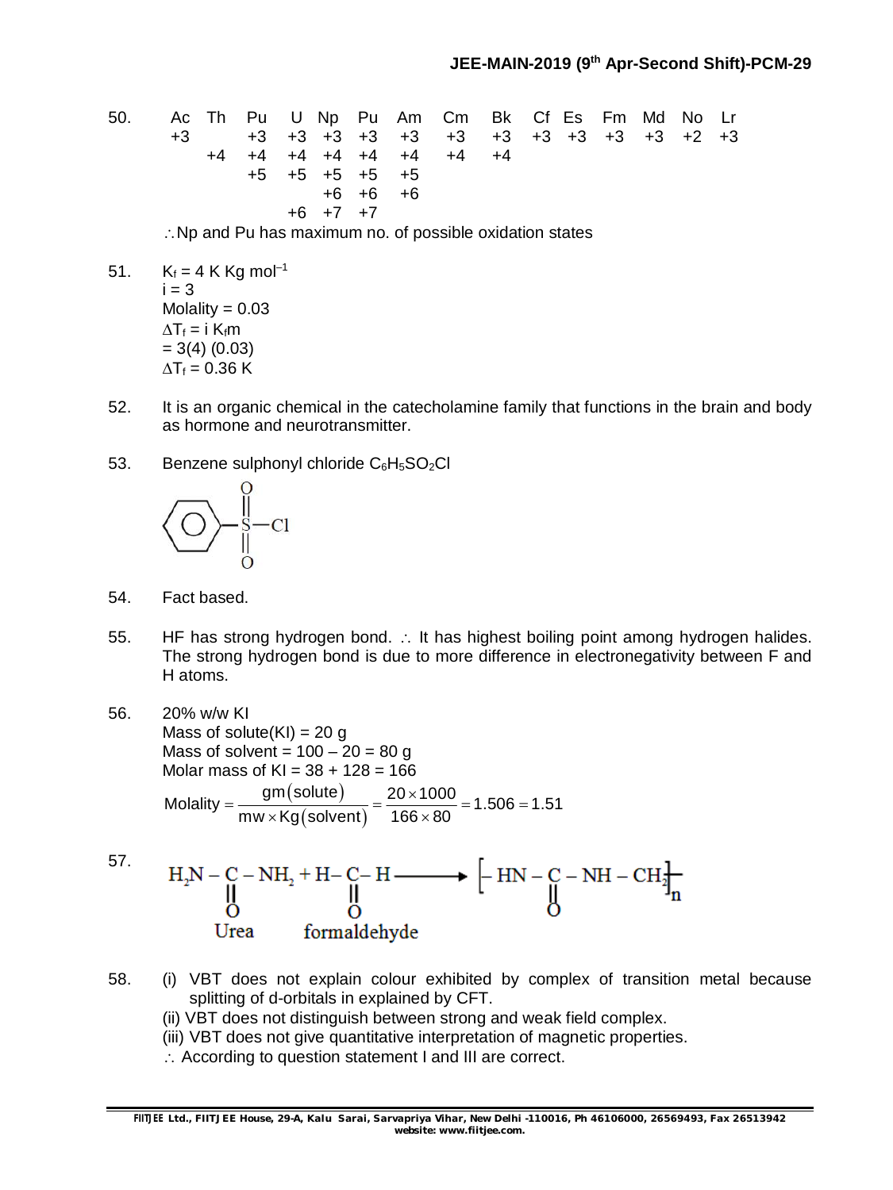50.

| Ac | Th | Pu | U | Np | Pu | Am | Cm | Bk | Cf | Es | Fm | Md | No | Lr |
|---|---|---|---|---|---|---|---|---|---|---|---|---|---|---|
| +3 | | +3 | +3 | +3 | +3 | +3 | +3 | +3 | +3 | +3 | +3 | +3 | +2 | +3 |
| | +4 | +4 | +4 | +4 | +4 | +4 | +4 | +4 | | | | | | |
| | | +5 | +5 | +5 | +5 | +5 | | | | | | | | |
| | | | | +6 | +6 | +6 | | | | | | | | |
| | | | +6 | +7 | +7 | | | | | | | | | |

$\therefore$ Np and Pu has maximum no. of possible oxidation states

51. $K_f = 4\text{ K Kg mol}^{-1}$
$i = 3$
Molality = 0.03
$\Delta T_f = i\,K_f m$
$= 3(4)(0.03)$
$\Delta T_f = 0.36\text{ K}$

52. It is an organic chemical in the catecholamine family that functions in the brain and body as hormone and neurotransmitter.

53. Benzene sulphonyl chloride $C_6H_5SO_2Cl$

$$C_6H_5-\underset{\underset{O}{\|}}{\overset{\overset{O}{\|}}{S}}-Cl$$

54. Fact based.

55. HF has strong hydrogen bond. $\therefore$ It has highest boiling point among hydrogen halides. The strong hydrogen bond is due to more difference in electronegativity between F and H atoms.

56. 20% w/w KI
Mass of solute(KI) = 20 g
Mass of solvent = 100 – 20 = 80 g
Molar mass of KI = 38 + 128 = 166

$$\text{Molality} = \frac{\text{gm(solute)}}{\text{mw} \times \text{Kg(solvent)}} = \frac{20 \times 1000}{166 \times 80} = 1.506 = 1.51$$

57.

$$\underset{\text{Urea}}{H_2N-\underset{\underset{O}{\|}}{C}-NH_2} + \underset{\text{formaldehyde}}{H-\underset{\underset{O}{\|}}{C}-H} \longrightarrow \left[-HN-\underset{\underset{O}{\|}}{C}-NH-CH_2\right]_n$$

58. (i) VBT does not explain colour exhibited by complex of transition metal because splitting of d-orbitals in explained by CFT.
(ii) VBT does not distinguish between strong and weak field complex.
(iii) VBT does not give quantitative interpretation of magnetic properties.
$\therefore$ According to question statement I and III are correct.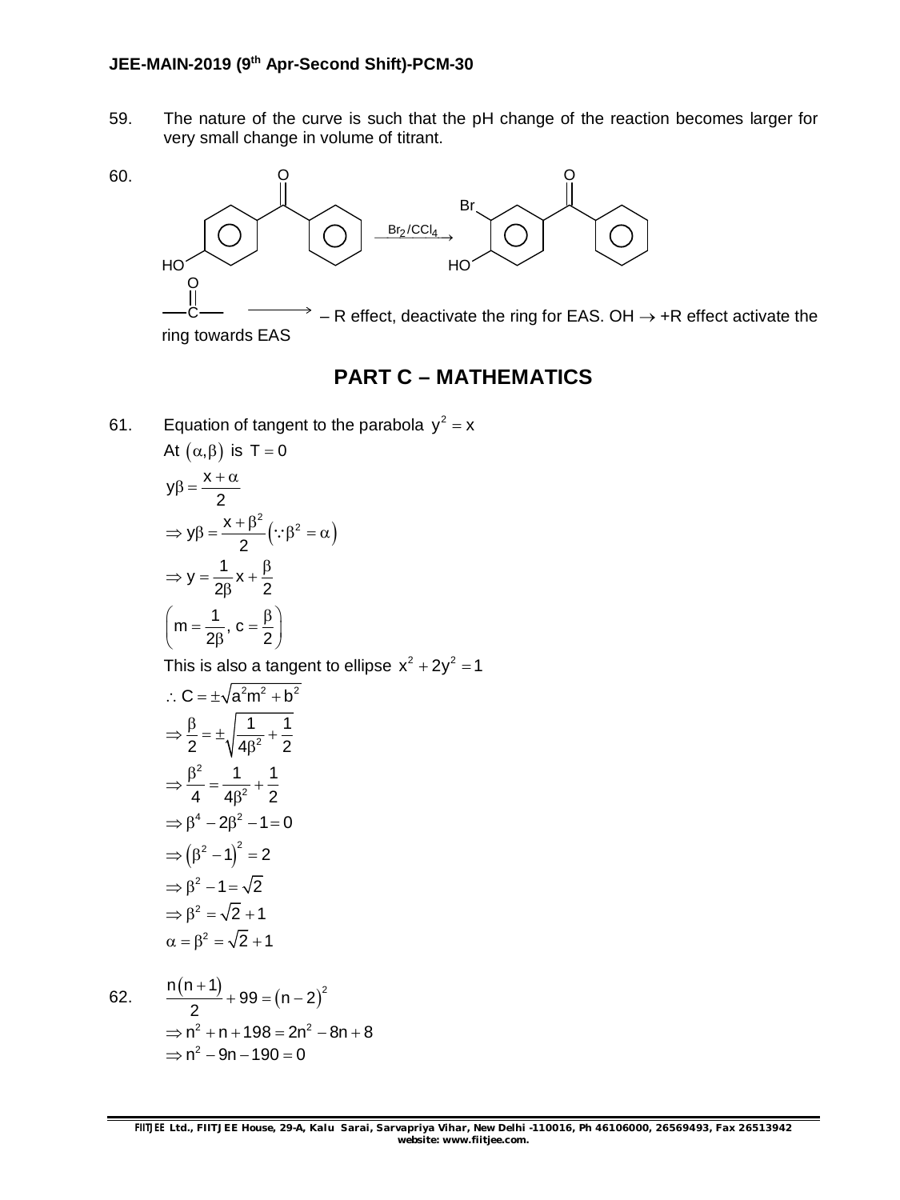59. The nature of the curve is such that the pH change of the reaction becomes larger for very small change in volume of titrant.

60. (4-hydroxybenzophenone) $\xrightarrow{Br_2/CCl_4}$ (3-bromo-4-hydroxybenzophenone)

$-\overset{O}{\overset{||}{C}}-$ $\longrightarrow$ – R effect, deactivate the ring for EAS. OH $\rightarrow$ +R effect activate the ring towards EAS

## PART C – MATHEMATICS

61. Equation of tangent to the parabola $y^2 = x$

At $(\alpha, \beta)$ is $T = 0$

$$y\beta = \frac{x + \alpha}{2}$$

$$\Rightarrow y\beta = \frac{x + \beta^2}{2} \left(\because \beta^2 = \alpha\right)$$

$$\Rightarrow y = \frac{1}{2\beta}x + \frac{\beta}{2}$$

$$\left(m = \frac{1}{2\beta},\ c = \frac{\beta}{2}\right)$$

This is also a tangent to ellipse $x^2 + 2y^2 = 1$

$$\therefore C = \pm\sqrt{a^2m^2 + b^2}$$

$$\Rightarrow \frac{\beta}{2} = \pm\sqrt{\frac{1}{4\beta^2} + \frac{1}{2}}$$

$$\Rightarrow \frac{\beta^2}{4} = \frac{1}{4\beta^2} + \frac{1}{2}$$

$$\Rightarrow \beta^4 - 2\beta^2 - 1 = 0$$

$$\Rightarrow \left(\beta^2 - 1\right)^2 = 2$$

$$\Rightarrow \beta^2 - 1 = \sqrt{2}$$

$$\Rightarrow \beta^2 = \sqrt{2} + 1$$

$$\alpha = \beta^2 = \sqrt{2} + 1$$

62. $$\frac{n(n+1)}{2} + 99 = (n-2)^2$$

$$\Rightarrow n^2 + n + 198 = 2n^2 - 8n + 8$$

$$\Rightarrow n^2 - 9n - 190 = 0$$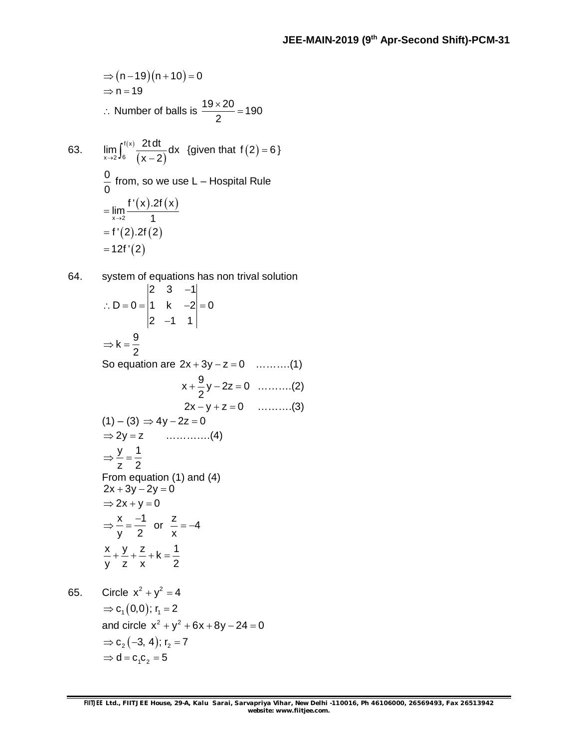$\Rightarrow (n-19)(n+10) = 0$

$\Rightarrow n = 19$

$\therefore$ Number of balls is $\dfrac{19 \times 20}{2} = 190$

63. $\lim\limits_{x \to 2} \int_6^{f(x)} \dfrac{2t\,dt}{(x-2)} dx$ {given that $f(2) = 6$}

$\dfrac{0}{0}$ from, so we use L – Hospital Rule

$= \lim\limits_{x \to 2} \dfrac{f'(x).2f(x)}{1}$

$= f'(2).2f(2)$

$= 12f'(2)$

64. system of equations has non trival solution

$$\therefore D = 0 = \begin{vmatrix} 2 & 3 & -1 \\ 1 & k & -2 \\ 2 & -1 & 1 \end{vmatrix} = 0$$

$\Rightarrow k = \dfrac{9}{2}$

So equation are $2x + 3y - z = 0$ ……….(1)

$x + \dfrac{9}{2}y - 2z = 0$ ……….(2)

$2x - y + z = 0$ ……….(3)

(1) – (3) $\Rightarrow 4y - 2z = 0$

$\Rightarrow 2y = z$ ………….(4)

$\Rightarrow \dfrac{y}{z} = \dfrac{1}{2}$

From equation (1) and (4)

$2x + 3y - 2y = 0$

$\Rightarrow 2x + y = 0$

$\Rightarrow \dfrac{x}{y} = \dfrac{-1}{2}$ or $\dfrac{z}{x} = -4$

$\dfrac{x}{y} + \dfrac{y}{z} + \dfrac{z}{x} + k = \dfrac{1}{2}$

65. Circle $x^2 + y^2 = 4$

$\Rightarrow c_1(0,0);\ r_1 = 2$

and circle $x^2 + y^2 + 6x + 8y - 24 = 0$

$\Rightarrow c_2(-3, 4);\ r_2 = 7$

$\Rightarrow d = c_1c_2 = 5$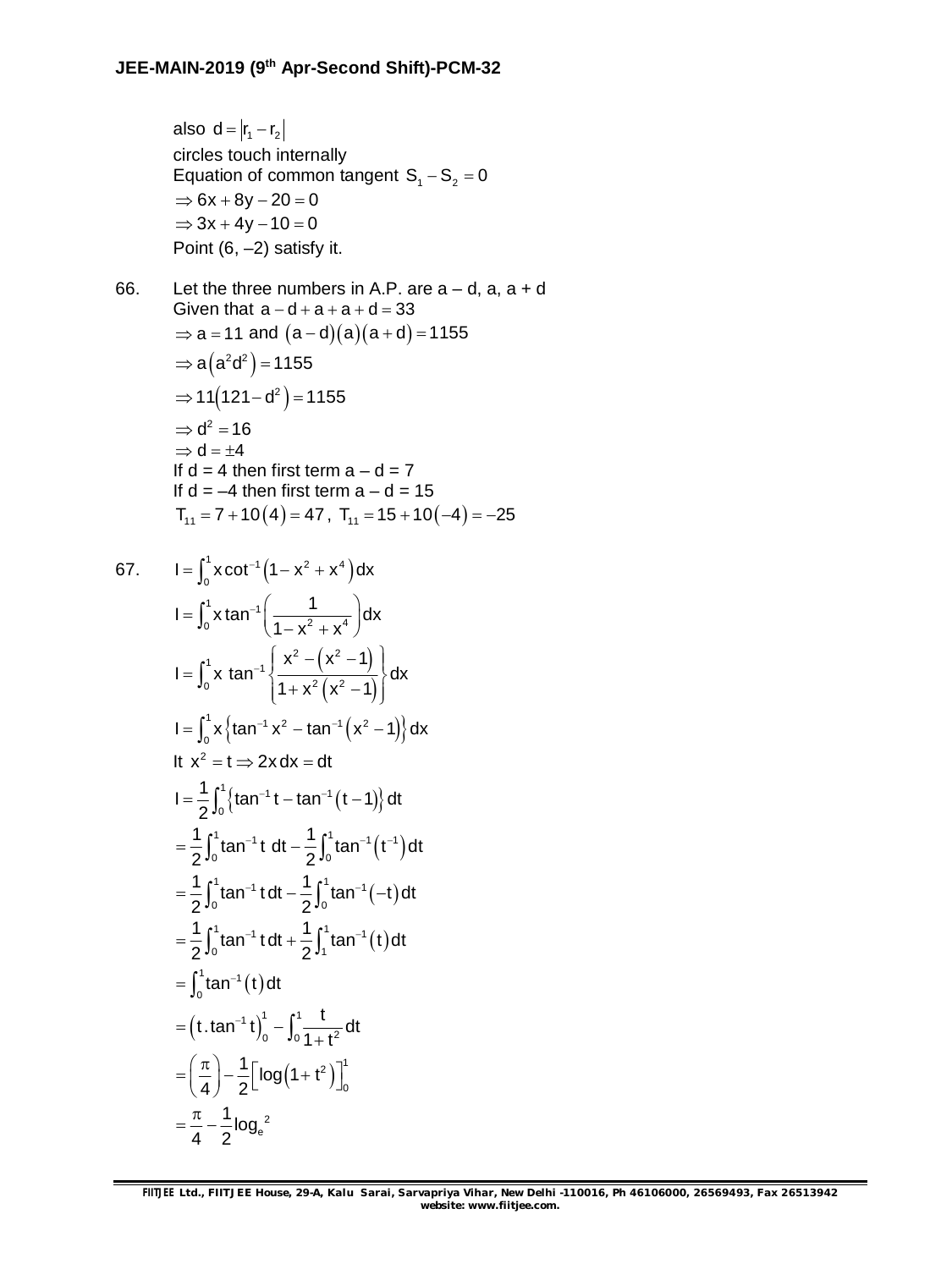also $d = |r_1 - r_2|$
circles touch internally
Equation of common tangent $S_1 - S_2 = 0$
$\Rightarrow 6x + 8y - 20 = 0$
$\Rightarrow 3x + 4y - 10 = 0$
Point (6, –2) satisfy it.

66. Let the three numbers in A.P. are a – d, a, a + d
Given that $a - d + a + a + d = 33$
$\Rightarrow a = 11$ and $(a-d)(a)(a+d) = 1155$
$\Rightarrow a\left(a^2 d^2\right) = 1155$
$\Rightarrow 11\left(121 - d^2\right) = 1155$
$\Rightarrow d^2 = 16$
$\Rightarrow d = \pm 4$
If d = 4 then first term a – d = 7
If d = –4 then first term a – d = 15
$T_{11} = 7 + 10(4) = 47$, $T_{11} = 15 + 10(-4) = -25$

67.
$$I = \int_0^1 x \cot^{-1}\left(1 - x^2 + x^4\right) dx$$
$$I = \int_0^1 x \tan^{-1}\left(\frac{1}{1 - x^2 + x^4}\right) dx$$
$$I = \int_0^1 x \tan^{-1}\left\{\frac{x^2 - \left(x^2 - 1\right)}{1 + x^2\left(x^2 - 1\right)}\right\} dx$$
$$I = \int_0^1 x\left\{\tan^{-1} x^2 - \tan^{-1}\left(x^2 - 1\right)\right\} dx$$
It $x^2 = t \Rightarrow 2x\,dx = dt$
$$I = \frac{1}{2}\int_0^1 \left\{\tan^{-1} t - \tan^{-1}(t-1)\right\} dt$$
$$= \frac{1}{2}\int_0^1 \tan^{-1} t\, dt - \frac{1}{2}\int_0^1 \tan^{-1}\left(t^{-1}\right) dt$$
$$= \frac{1}{2}\int_0^1 \tan^{-1} t\, dt - \frac{1}{2}\int_0^1 \tan^{-1}(-t)\, dt$$
$$= \frac{1}{2}\int_0^1 \tan^{-1} t\, dt + \frac{1}{2}\int_1^1 \tan^{-1}(t)\, dt$$
$$= \int_0^1 \tan^{-1}(t)\, dt$$
$$= \left(t.\tan^{-1} t\right)_0^1 - \int_0^1 \frac{t}{1+t^2} dt$$
$$= \left(\frac{\pi}{4}\right) - \frac{1}{2}\left[\log\left(1 + t^2\right)\right]_0^1$$
$$= \frac{\pi}{4} - \frac{1}{2}\log_e 2$$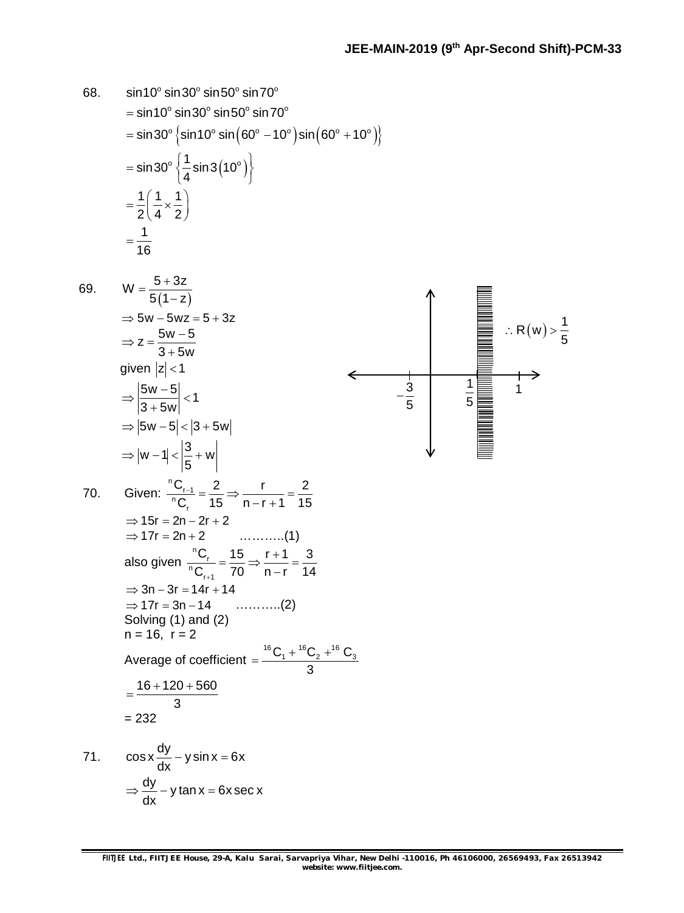68. $\sin 10^{o} \sin 30^{o} \sin 50^{o} \sin 70^{o}$

$= \sin 10^{o} \sin 30^{o} \sin 50^{o} \sin 70^{o}$

$= \sin 30^{o} \left\{ \sin 10^{o} \sin\left(60^{o} - 10^{o}\right) \sin\left(60^{o} + 10^{o}\right) \right\}$

$= \sin 30^{o} \left\{ \frac{1}{4} \sin 3\left(10^{o}\right) \right\}$

$= \frac{1}{2}\left(\frac{1}{4} \times \frac{1}{2}\right)$

$= \frac{1}{16}$

69. $W = \frac{5+3z}{5(1-z)}$

$\Rightarrow 5w - 5wz = 5 + 3z$

$\Rightarrow z = \frac{5w-5}{3+5w}$

given $|z| < 1$

$\Rightarrow \left|\frac{5w-5}{3+5w}\right| < 1$

$\Rightarrow |5w-5| < |3+5w|$

$\Rightarrow |w-1| < \left|\frac{3}{5} + w\right|$

$\therefore R(w) > \frac{1}{5}$

70. Given: $\frac{{}^{n}C_{r-1}}{{}^{n}C_{r}} = \frac{2}{15} \Rightarrow \frac{r}{n-r+1} = \frac{2}{15}$

$\Rightarrow 15r = 2n - 2r + 2$

$\Rightarrow 17r = 2n + 2$ ………..(1)

also given $\frac{{}^{n}C_{r}}{{}^{n}C_{r+1}} = \frac{15}{70} \Rightarrow \frac{r+1}{n-r} = \frac{3}{14}$

$\Rightarrow 3n - 3r = 14r + 14$

$\Rightarrow 17r = 3n - 14$ ………..(2)

Solving (1) and (2)

n = 16, r = 2

Average of coefficient $= \frac{{}^{16}C_{1} + {}^{16}C_{2} + {}^{16}C_{3}}{3}$

$= \frac{16 + 120 + 560}{3}$

= 232

71. $\cos x \frac{dy}{dx} - y \sin x = 6x$

$\Rightarrow \frac{dy}{dx} - y \tan x = 6x \sec x$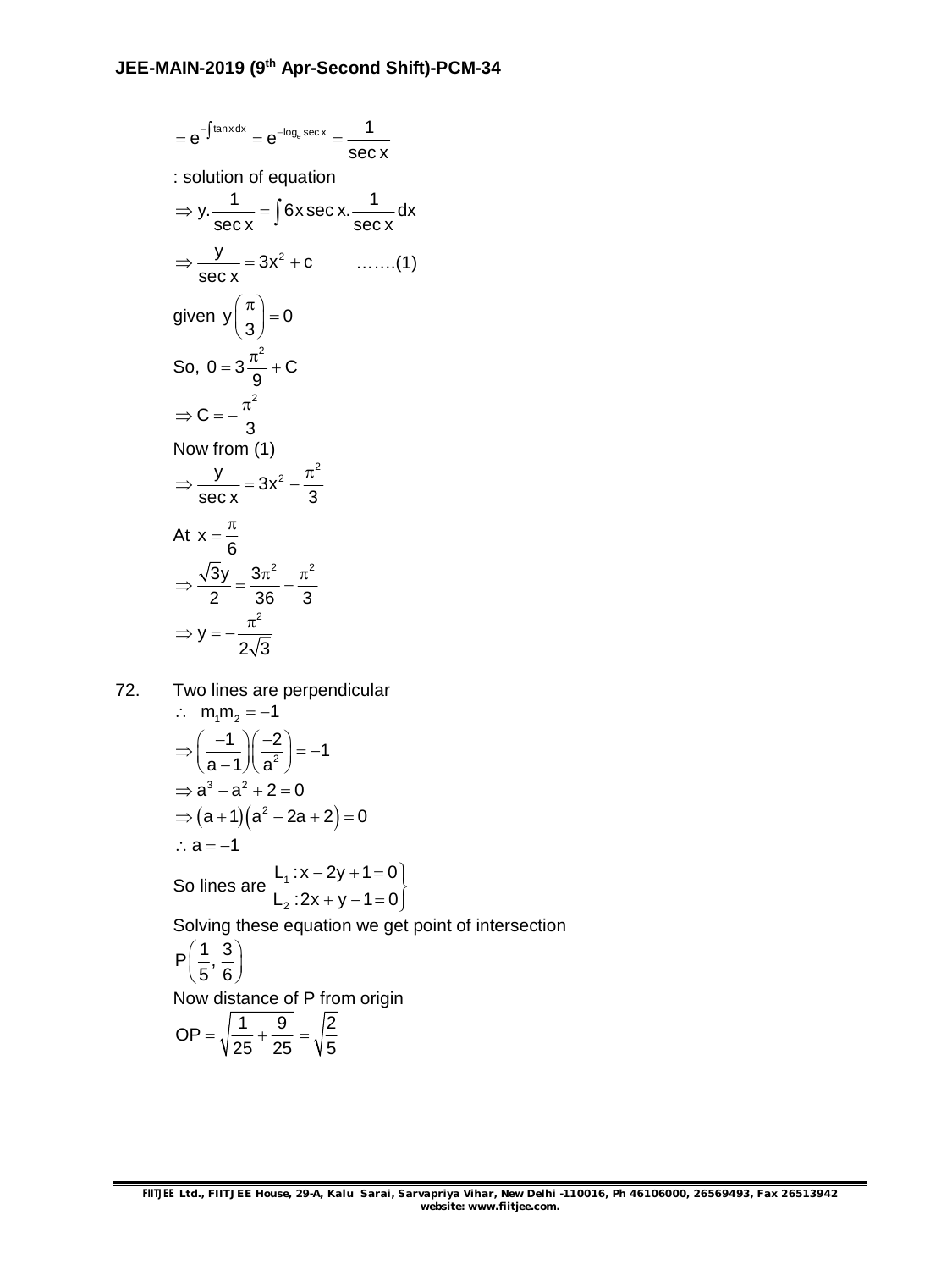$$= e^{-\int \tan x\,dx} = e^{-\log_e \sec x} = \frac{1}{\sec x}$$

: solution of equation

$$\Rightarrow y.\frac{1}{\sec x} = \int 6x \sec x.\frac{1}{\sec x}dx$$

$$\Rightarrow \frac{y}{\sec x} = 3x^2 + c \quad \text{…….(1)}$$

given $y\left(\frac{\pi}{3}\right) = 0$

So, $0 = 3\frac{\pi^2}{9} + C$

$$\Rightarrow C = -\frac{\pi^2}{3}$$

Now from (1)

$$\Rightarrow \frac{y}{\sec x} = 3x^2 - \frac{\pi^2}{3}$$

At $x = \frac{\pi}{6}$

$$\Rightarrow \frac{\sqrt{3}y}{2} = \frac{3\pi^2}{36} - \frac{\pi^2}{3}$$

$$\Rightarrow y = -\frac{\pi^2}{2\sqrt{3}}$$

72. Two lines are perpendicular

$\therefore \; m_1m_2 = -1$

$$\Rightarrow \left(\frac{-1}{a-1}\right)\left(\frac{-2}{a^2}\right) = -1$$

$$\Rightarrow a^3 - a^2 + 2 = 0$$

$$\Rightarrow (a+1)(a^2 - 2a + 2) = 0$$

$\therefore a = -1$

So lines are $\left.\begin{matrix} L_1 : x - 2y + 1 = 0 \\ L_2 : 2x + y - 1 = 0 \end{matrix}\right\}$

Solving these equation we get point of intersection

$$P\left(\frac{1}{5}, \frac{3}{6}\right)$$

Now distance of P from origin

$$OP = \sqrt{\frac{1}{25} + \frac{9}{25}} = \sqrt{\frac{2}{5}}$$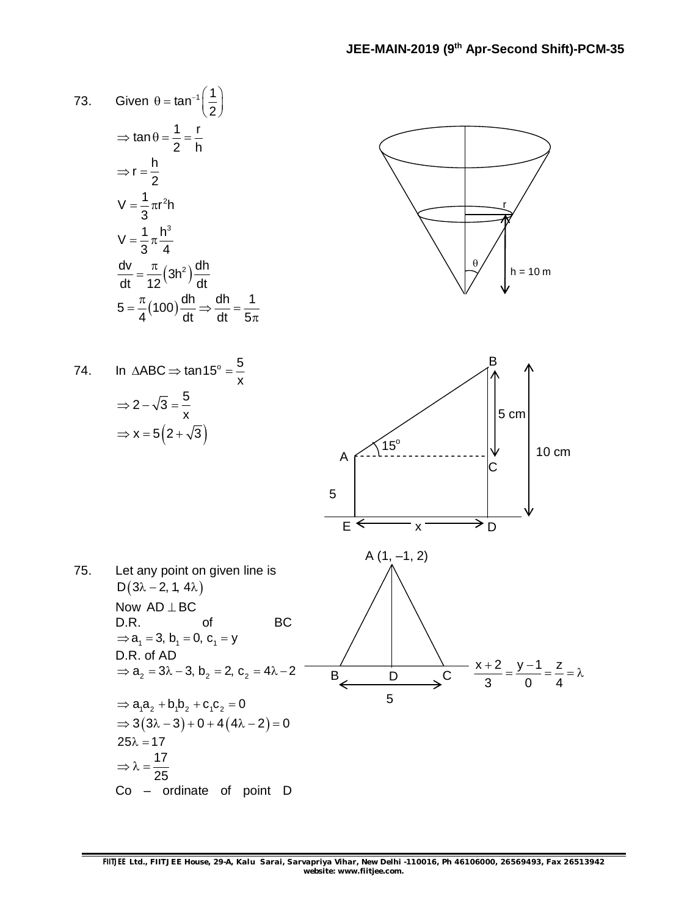73. Given $\theta = \tan^{-1}\left(\frac{1}{2}\right)$

$\Rightarrow \tan\theta = \frac{1}{2} = \frac{r}{h}$

$\Rightarrow r = \frac{h}{2}$

$V = \frac{1}{3}\pi r^2 h$

$V = \frac{1}{3}\pi \frac{h^3}{4}$

$\frac{dv}{dt} = \frac{\pi}{12}\left(3h^2\right)\frac{dh}{dt}$

$5 = \frac{\pi}{4}\left(100\right)\frac{dh}{dt} \Rightarrow \frac{dh}{dt} = \frac{1}{5\pi}$

74. In $\Delta ABC \Rightarrow \tan 15^o = \frac{5}{x}$

$\Rightarrow 2 - \sqrt{3} = \frac{5}{x}$

$\Rightarrow x = 5\left(2 + \sqrt{3}\right)$

75. Let any point on given line is $D\left(3\lambda - 2, 1, 4\lambda\right)$

Now $AD \perp BC$

D.R. of BC

$\Rightarrow a_1 = 3, b_1 = 0, c_1 = y$

D.R. of AD

$\Rightarrow a_2 = 3\lambda - 3, b_2 = 2, c_2 = 4\lambda - 2$

$\Rightarrow a_1 a_2 + b_1 b_2 + c_1 c_2 = 0$

$\Rightarrow 3\left(3\lambda - 3\right) + 0 + 4\left(4\lambda - 2\right) = 0$

$25\lambda = 17$

$\Rightarrow \lambda = \frac{17}{25}$

Co – ordinate of point D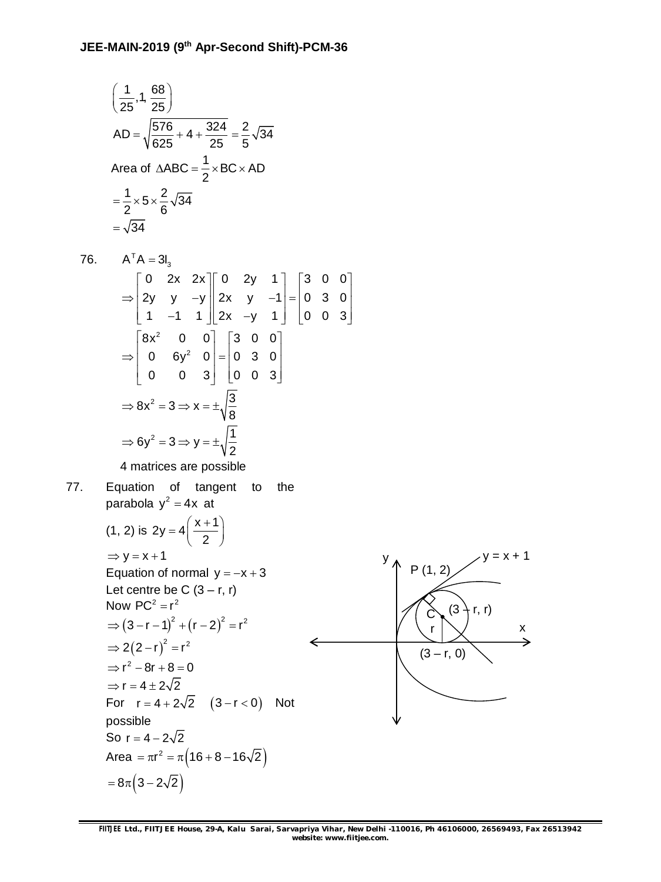$\left(\frac{1}{25}, 1, \frac{68}{25}\right)$

$$AD = \sqrt{\frac{576}{625} + 4 + \frac{324}{25}} = \frac{2}{5}\sqrt{34}$$

$$\text{Area of } \Delta ABC = \frac{1}{2} \times BC \times AD$$

$$= \frac{1}{2} \times 5 \times \frac{2}{6}\sqrt{34}$$

$$= \sqrt{34}$$

76. $A^T A = 3I_3$

$$\Rightarrow \begin{bmatrix} 0 & 2x & 2x \\ 2y & y & -y \\ 1 & -1 & 1 \end{bmatrix} \begin{bmatrix} 0 & 2y & 1 \\ 2x & y & -1 \\ 2x & -y & 1 \end{bmatrix} = \begin{bmatrix} 3 & 0 & 0 \\ 0 & 3 & 0 \\ 0 & 0 & 3 \end{bmatrix}$$

$$\Rightarrow \begin{bmatrix} 8x^2 & 0 & 0 \\ 0 & 6y^2 & 0 \\ 0 & 0 & 3 \end{bmatrix} = \begin{bmatrix} 3 & 0 & 0 \\ 0 & 3 & 0 \\ 0 & 0 & 3 \end{bmatrix}$$

$$\Rightarrow 8x^2 = 3 \Rightarrow x = \pm\sqrt{\frac{3}{8}}$$

$$\Rightarrow 6y^2 = 3 \Rightarrow y = \pm\sqrt{\frac{1}{2}}$$

4 matrices are possible

77. Equation of tangent to the parabola $y^2 = 4x$ at (1, 2) is $2y = 4\left(\frac{x+1}{2}\right)$

$\Rightarrow y = x + 1$

Equation of normal $y = -x + 3$

Let centre be C $(3 - r, r)$

Now $PC^2 = r^2$

$\Rightarrow (3 - r - 1)^2 + (r - 2)^2 = r^2$

$\Rightarrow 2(2 - r)^2 = r^2$

$\Rightarrow r^2 - 8r + 8 = 0$

$\Rightarrow r = 4 \pm 2\sqrt{2}$

For $r = 4 + 2\sqrt{2}$ $\quad (3 - r < 0)$ Not possible

So $r = 4 - 2\sqrt{2}$

Area $= \pi r^2 = \pi\left(16 + 8 - 16\sqrt{2}\right)$

$= 8\pi\left(3 - 2\sqrt{2}\right)$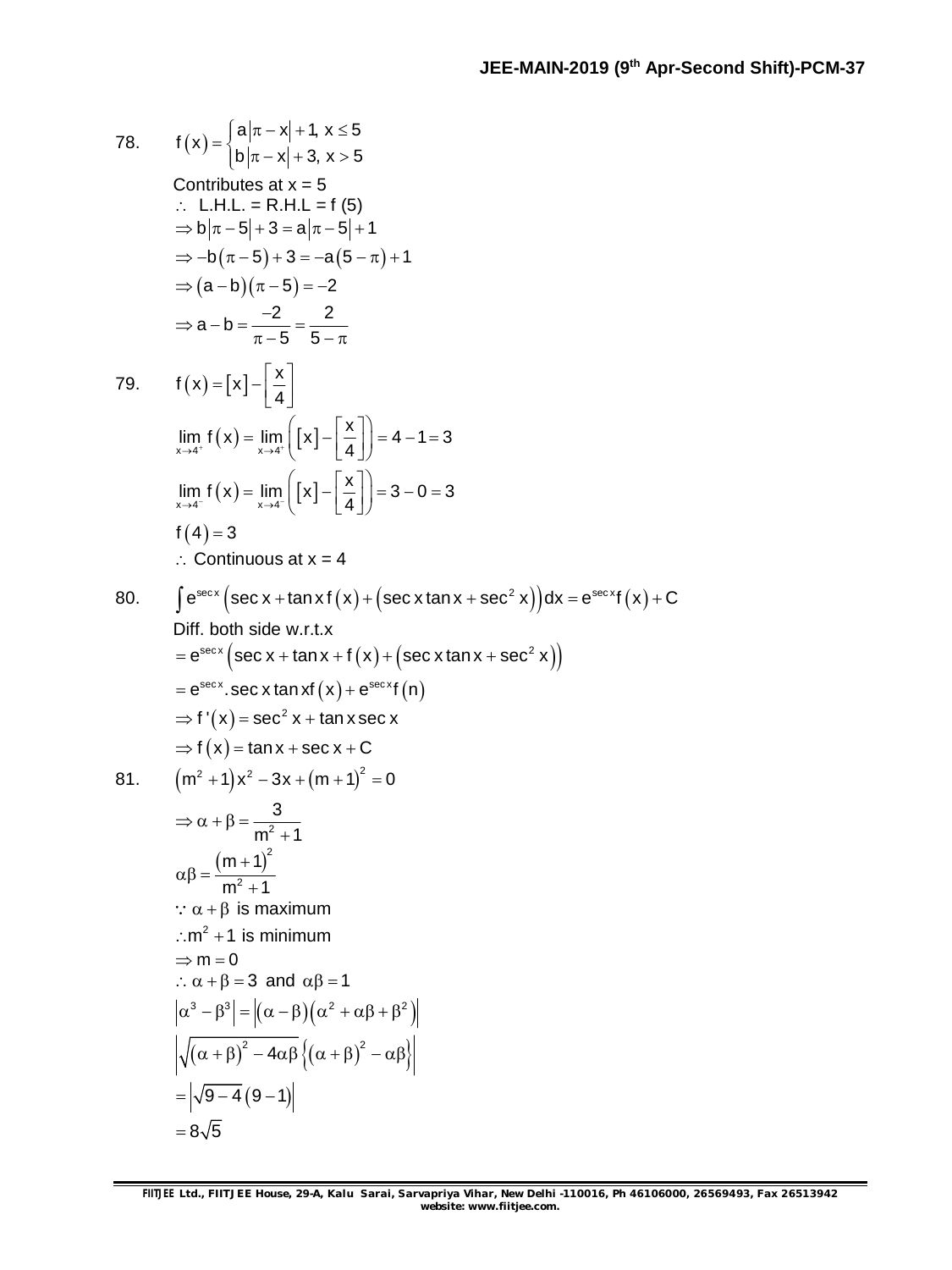78. $f(x) = \begin{cases} a|\pi - x| + 1, & x \le 5 \\ b|\pi - x| + 3, & x > 5 \end{cases}$

Contributes at x = 5

$\therefore$ L.H.L. = R.H.L = f (5)

$\Rightarrow b|\pi - 5| + 3 = a|\pi - 5| + 1$

$\Rightarrow -b(\pi - 5) + 3 = -a(5 - \pi) + 1$

$\Rightarrow (a - b)(\pi - 5) = -2$

$\Rightarrow a - b = \dfrac{-2}{\pi - 5} = \dfrac{2}{5 - \pi}$

79. $f(x) = [x] - \left[\dfrac{x}{4}\right]$

$\lim\limits_{x \to 4^+} f(x) = \lim\limits_{x \to 4^+}\left([x] - \left[\dfrac{x}{4}\right]\right) = 4 - 1 = 3$

$\lim\limits_{x \to 4^-} f(x) = \lim\limits_{x \to 4^-}\left([x] - \left[\dfrac{x}{4}\right]\right) = 3 - 0 = 3$

$f(4) = 3$

$\therefore$ Continuous at x = 4

80. $\int e^{\sec x}\left(\sec x + \tan x\, f(x) + \left(\sec x \tan x + \sec^2 x\right)\right)dx = e^{\sec x} f(x) + C$

Diff. both side w.r.t.x

$= e^{\sec x}\left(\sec x + \tan x + f(x) + \left(\sec x \tan x + \sec^2 x\right)\right)$

$= e^{\sec x}.\sec x \tan x f(x) + e^{\sec x} f(n)$

$\Rightarrow f'(x) = \sec^2 x + \tan x \sec x$

$\Rightarrow f(x) = \tan x + \sec x + C$

81. $(m^2 + 1)x^2 - 3x + (m + 1)^2 = 0$

$\Rightarrow \alpha + \beta = \dfrac{3}{m^2 + 1}$

$\alpha\beta = \dfrac{(m + 1)^2}{m^2 + 1}$

$\because \alpha + \beta$ is maximum

$\therefore m^2 + 1$ is minimum

$\Rightarrow m = 0$

$\therefore \alpha + \beta = 3$ and $\alpha\beta = 1$

$\left|\alpha^3 - \beta^3\right| = \left|(\alpha - \beta)\left(\alpha^2 + \alpha\beta + \beta^2\right)\right|$

$\left|\sqrt{(\alpha + \beta)^2 - 4\alpha\beta}\left\{(\alpha + \beta)^2 - \alpha\beta\right\}\right|$

$= \left|\sqrt{9 - 4}(9 - 1)\right|$

$= 8\sqrt{5}$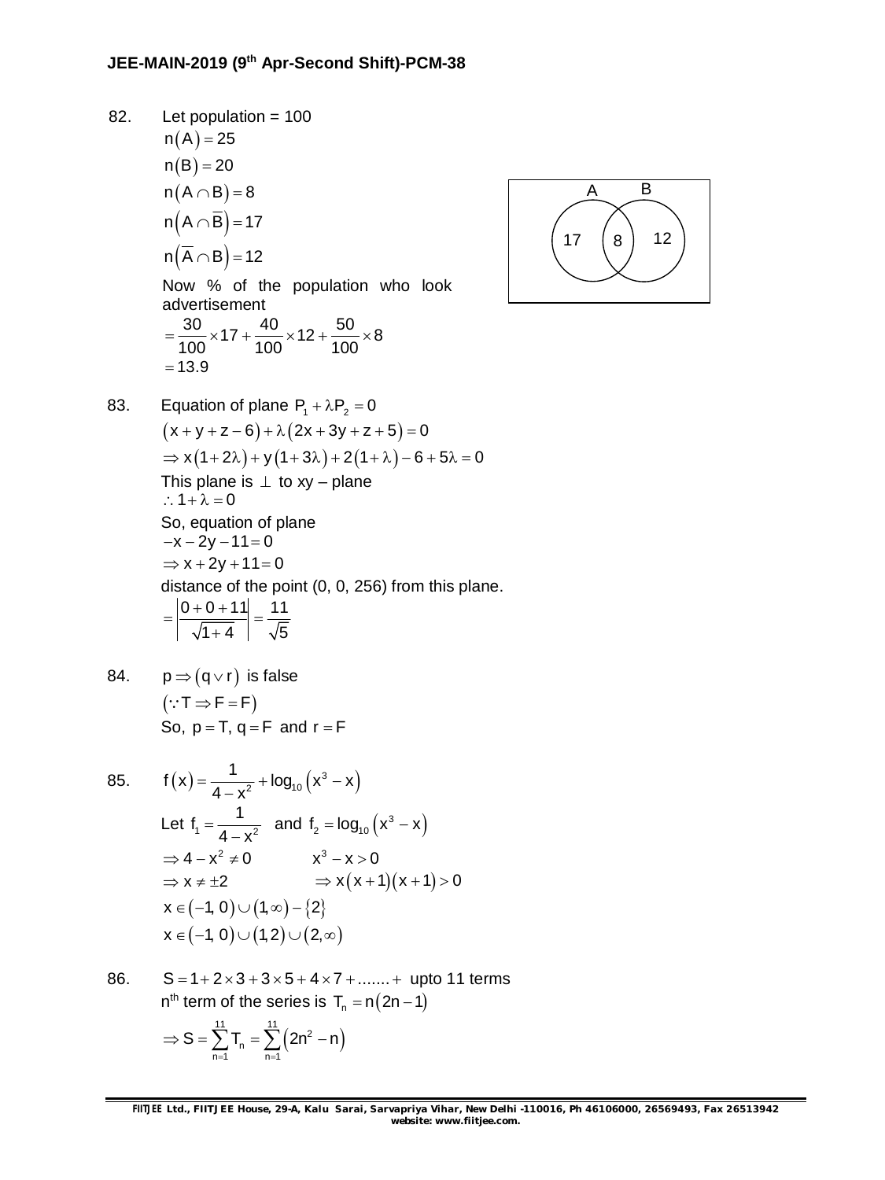82. Let population = 100

$n(A) = 25$

$n(B) = 20$

$n(A \cap B) = 8$

$n(A \cap \overline{B}) = 17$

$n(\overline{A} \cap B) = 12$

Now % of the population who look advertisement

$= \frac{30}{100} \times 17 + \frac{40}{100} \times 12 + \frac{50}{100} \times 8$

$= 13.9$

83. Equation of plane $P_1 + \lambda P_2 = 0$

$(x + y + z - 6) + \lambda(2x + 3y + z + 5) = 0$

$\Rightarrow x(1 + 2\lambda) + y(1 + 3\lambda) + 2(1 + \lambda) - 6 + 5\lambda = 0$

This plane is $\perp$ to xy – plane

$\therefore 1 + \lambda = 0$

So, equation of plane

$-x - 2y - 11 = 0$

$\Rightarrow x + 2y + 11 = 0$

distance of the point (0, 0, 256) from this plane.

$= \left| \frac{0 + 0 + 11}{\sqrt{1 + 4}} \right| = \frac{11}{\sqrt{5}}$

84. $p \Rightarrow (q \vee r)$ is false

$(\because T \Rightarrow F = F)$

So, $p = T$, $q = F$ and $r = F$

85. $f(x) = \frac{1}{4 - x^2} + \log_{10}(x^3 - x)$

Let $f_1 = \frac{1}{4 - x^2}$ and $f_2 = \log_{10}(x^3 - x)$

$\Rightarrow 4 - x^2 \neq 0 \qquad x^3 - x > 0$

$\Rightarrow x \neq \pm 2 \qquad \Rightarrow x(x + 1)(x + 1) > 0$

$x \in (-1, 0) \cup (1, \infty) - \{2\}$

$x \in (-1, 0) \cup (1, 2) \cup (2, \infty)$

86. $S = 1 + 2 \times 3 + 3 \times 5 + 4 \times 7 + ....... +$ upto 11 terms

$n^{th}$ term of the series is $T_n = n(2n - 1)$

$\Rightarrow S = \sum_{n=1}^{11} T_n = \sum_{n=1}^{11} (2n^2 - n)$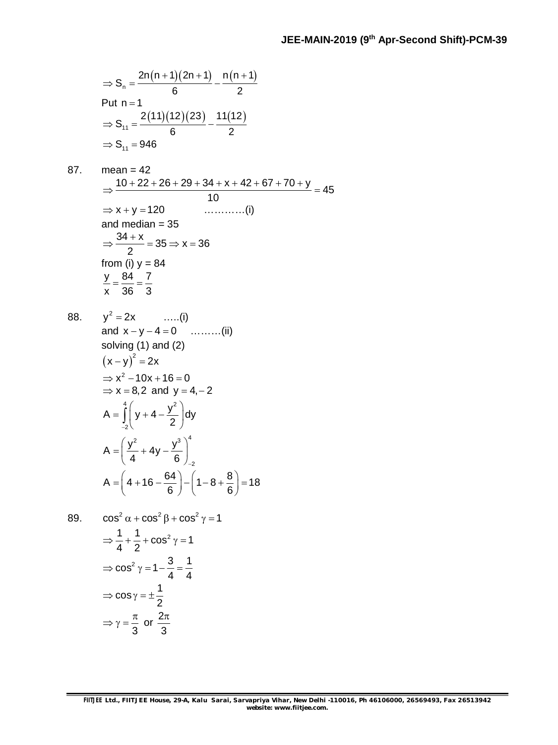$$\Rightarrow S_n = \frac{2n(n+1)(2n+1)}{6} - \frac{n(n+1)}{2}$$

Put $n = 1$

$$\Rightarrow S_{11} = \frac{2(11)(12)(23)}{6} - \frac{11(12)}{2}$$

$$\Rightarrow S_{11} = 946$$

87. mean = 42

$$\Rightarrow \frac{10+22+26+29+34+x+42+67+70+y}{10} = 45$$

$$\Rightarrow x + y = 120 \qquad \ldots\ldots\ldots\ldots\text{(i)}$$

and median = 35

$$\Rightarrow \frac{34+x}{2} = 35 \Rightarrow x = 36$$

from (i) y = 84

$$\frac{y}{x} = \frac{84}{36} = \frac{7}{3}$$

88. $y^2 = 2x \qquad \ldots\ldots\text{(i)}$

and $x - y - 4 = 0 \qquad \ldots\ldots\ldots\text{(ii)}$

solving (1) and (2)

$$(x-y)^2 = 2x$$

$$\Rightarrow x^2 - 10x + 16 = 0$$

$$\Rightarrow x = 8, 2 \text{ and } y = 4, -2$$

$$A = \int_{-2}^{4}\left(y + 4 - \frac{y^2}{2}\right)dy$$

$$A = \left(\frac{y^2}{4} + 4y - \frac{y^3}{6}\right)_{-2}^{4}$$

$$A = \left(4 + 16 - \frac{64}{6}\right) - \left(1 - 8 + \frac{8}{6}\right) = 18$$

89. $\cos^2\alpha + \cos^2\beta + \cos^2\gamma = 1$

$$\Rightarrow \frac{1}{4} + \frac{1}{2} + \cos^2\gamma = 1$$

$$\Rightarrow \cos^2\gamma = 1 - \frac{3}{4} = \frac{1}{4}$$

$$\Rightarrow \cos\gamma = \pm\frac{1}{2}$$

$$\Rightarrow \gamma = \frac{\pi}{3} \text{ or } \frac{2\pi}{3}$$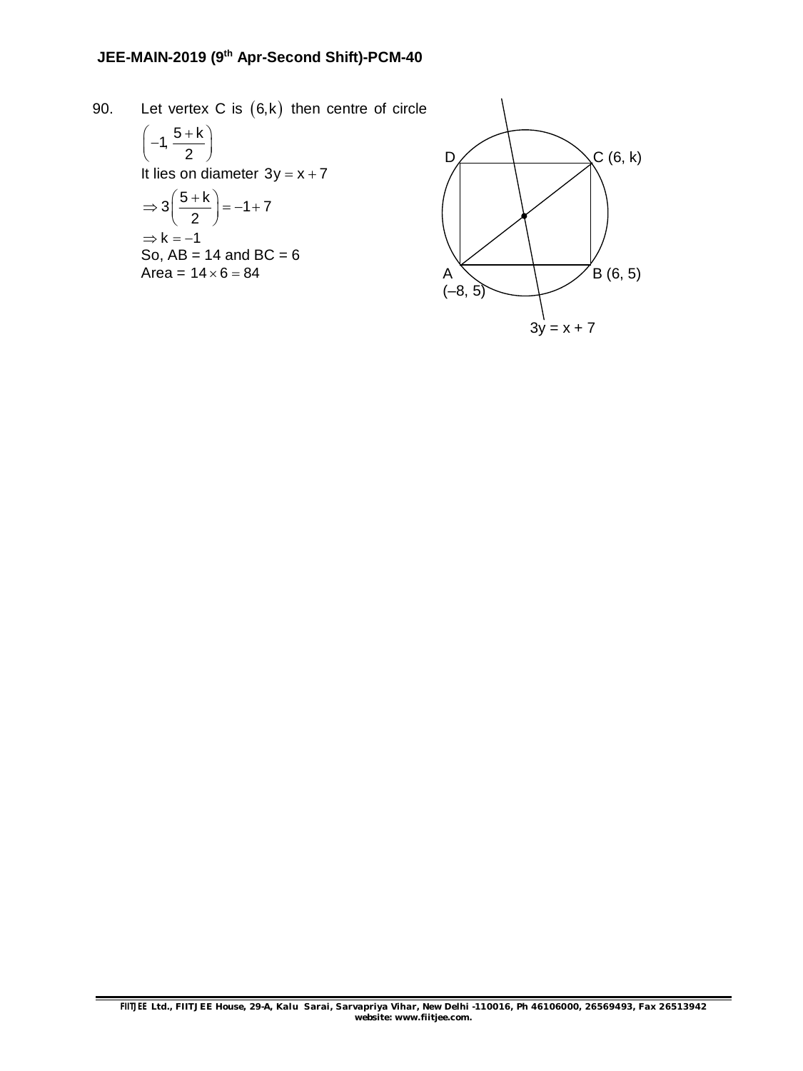90. Let vertex C is $(6, k)$ then centre of circle

$\left(-1, \dfrac{5+k}{2}\right)$

It lies on diameter $3y = x + 7$

$\Rightarrow 3\left(\dfrac{5+k}{2}\right) = -1 + 7$

$\Rightarrow k = -1$

So, AB = 14 and BC = 6

Area = $14 \times 6 = 84$

D

C (6, k)

A
(–8, 5)

B (6, 5)

3y = x + 7